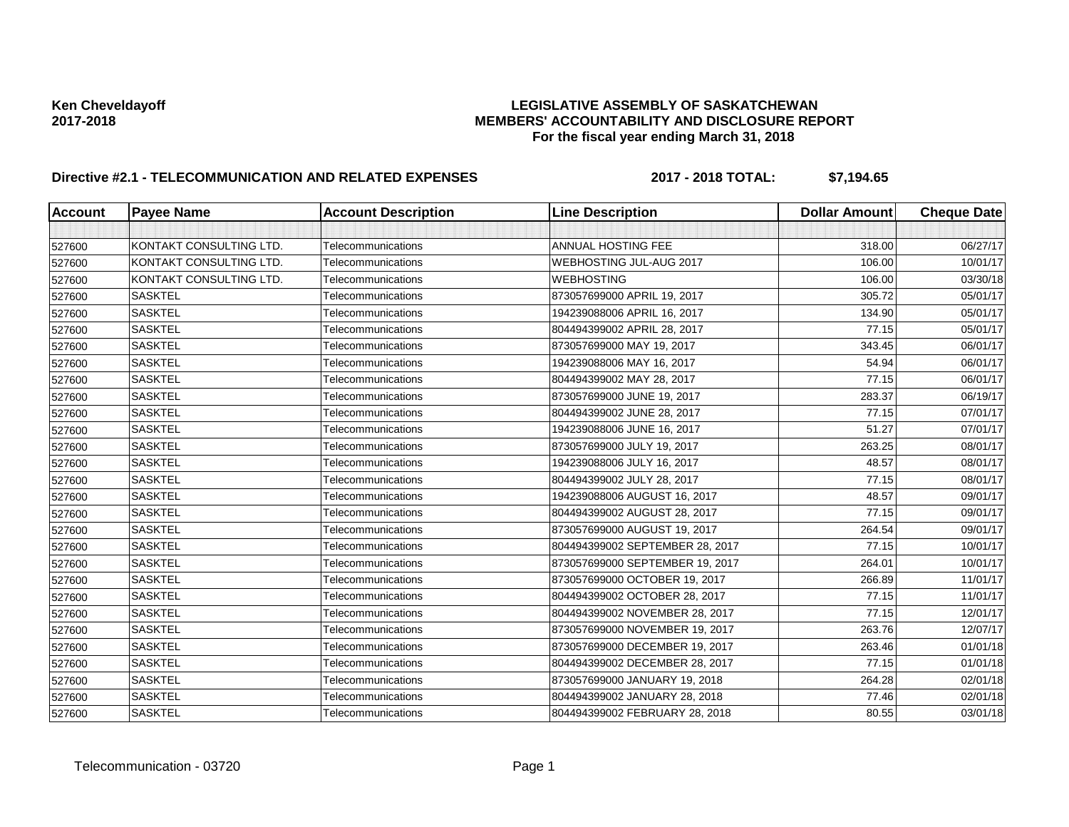**Ken Cheveldayoff**
**2017-2018**

**LEGISLATIVE ASSEMBLY OF SASKATCHEWAN**
**MEMBERS' ACCOUNTABILITY AND DISCLOSURE REPORT**
**For the fiscal year ending March 31, 2018**

**Directive #2.1 - TELECOMMUNICATION AND RELATED EXPENSES** **2017 - 2018 TOTAL: $7,194.65**

| Account | Payee Name | Account Description | Line Description | Dollar Amount | Cheque Date |
|---|---|---|---|---|---|
| | | | | | |
| 527600 | KONTAKT CONSULTING LTD. | Telecommunications | ANNUAL HOSTING FEE | 318.00 | 06/27/17 |
| 527600 | KONTAKT CONSULTING LTD. | Telecommunications | WEBHOSTING JUL-AUG 2017 | 106.00 | 10/01/17 |
| 527600 | KONTAKT CONSULTING LTD. | Telecommunications | WEBHOSTING | 106.00 | 03/30/18 |
| 527600 | SASKTEL | Telecommunications | 873057699000 APRIL 19, 2017 | 305.72 | 05/01/17 |
| 527600 | SASKTEL | Telecommunications | 194239088006 APRIL 16, 2017 | 134.90 | 05/01/17 |
| 527600 | SASKTEL | Telecommunications | 804494399002 APRIL 28, 2017 | 77.15 | 05/01/17 |
| 527600 | SASKTEL | Telecommunications | 873057699000 MAY 19, 2017 | 343.45 | 06/01/17 |
| 527600 | SASKTEL | Telecommunications | 194239088006 MAY 16, 2017 | 54.94 | 06/01/17 |
| 527600 | SASKTEL | Telecommunications | 804494399002 MAY 28, 2017 | 77.15 | 06/01/17 |
| 527600 | SASKTEL | Telecommunications | 873057699000 JUNE 19, 2017 | 283.37 | 06/19/17 |
| 527600 | SASKTEL | Telecommunications | 804494399002 JUNE 28, 2017 | 77.15 | 07/01/17 |
| 527600 | SASKTEL | Telecommunications | 194239088006 JUNE 16, 2017 | 51.27 | 07/01/17 |
| 527600 | SASKTEL | Telecommunications | 873057699000 JULY 19, 2017 | 263.25 | 08/01/17 |
| 527600 | SASKTEL | Telecommunications | 194239088006 JULY 16, 2017 | 48.57 | 08/01/17 |
| 527600 | SASKTEL | Telecommunications | 804494399002 JULY 28, 2017 | 77.15 | 08/01/17 |
| 527600 | SASKTEL | Telecommunications | 194239088006 AUGUST 16, 2017 | 48.57 | 09/01/17 |
| 527600 | SASKTEL | Telecommunications | 804494399002 AUGUST 28, 2017 | 77.15 | 09/01/17 |
| 527600 | SASKTEL | Telecommunications | 873057699000 AUGUST 19, 2017 | 264.54 | 09/01/17 |
| 527600 | SASKTEL | Telecommunications | 804494399002 SEPTEMBER 28, 2017 | 77.15 | 10/01/17 |
| 527600 | SASKTEL | Telecommunications | 873057699000 SEPTEMBER 19, 2017 | 264.01 | 10/01/17 |
| 527600 | SASKTEL | Telecommunications | 873057699000 OCTOBER 19, 2017 | 266.89 | 11/01/17 |
| 527600 | SASKTEL | Telecommunications | 804494399002 OCTOBER 28, 2017 | 77.15 | 11/01/17 |
| 527600 | SASKTEL | Telecommunications | 804494399002 NOVEMBER 28, 2017 | 77.15 | 12/01/17 |
| 527600 | SASKTEL | Telecommunications | 873057699000 NOVEMBER 19, 2017 | 263.76 | 12/07/17 |
| 527600 | SASKTEL | Telecommunications | 873057699000 DECEMBER 19, 2017 | 263.46 | 01/01/18 |
| 527600 | SASKTEL | Telecommunications | 804494399002 DECEMBER 28, 2017 | 77.15 | 01/01/18 |
| 527600 | SASKTEL | Telecommunications | 873057699000 JANUARY 19, 2018 | 264.28 | 02/01/18 |
| 527600 | SASKTEL | Telecommunications | 804494399002 JANUARY 28, 2018 | 77.46 | 02/01/18 |
| 527600 | SASKTEL | Telecommunications | 804494399002 FEBRUARY 28, 2018 | 80.55 | 03/01/18 |

Telecommunication - 03720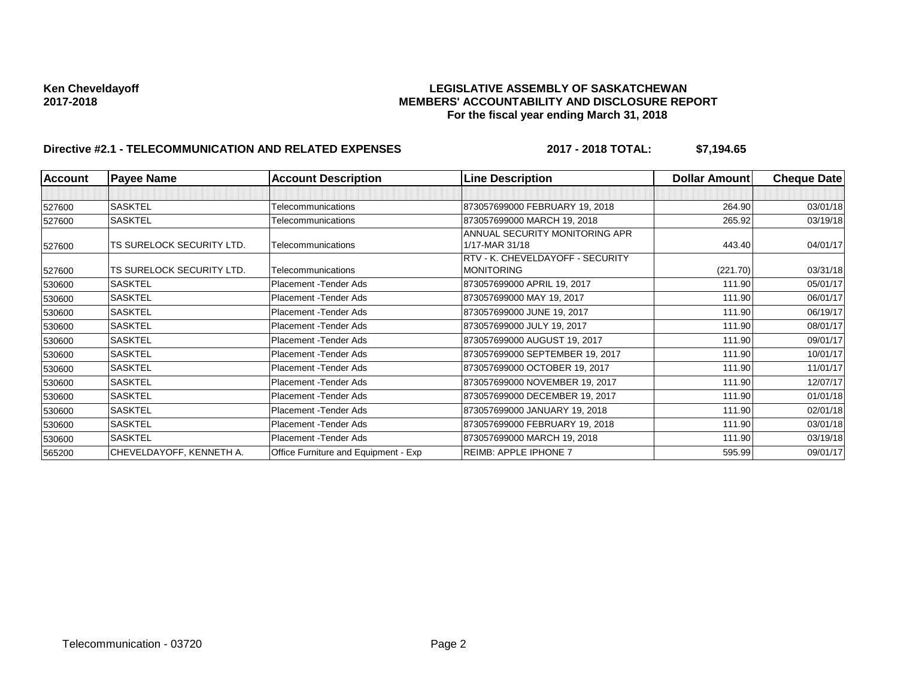**Ken Cheveldayoff**
**2017-2018**

**LEGISLATIVE ASSEMBLY OF SASKATCHEWAN**
**MEMBERS' ACCOUNTABILITY AND DISCLOSURE REPORT**
**For the fiscal year ending March 31, 2018**

**Directive #2.1 - TELECOMMUNICATION AND RELATED EXPENSES** **2017 - 2018 TOTAL: $7,194.65**

| Account | Payee Name | Account Description | Line Description | Dollar Amount | Cheque Date |
|---|---|---|---|---|---|
| | | | | | |
| 527600 | SASKTEL | Telecommunications | 873057699000 FEBRUARY 19, 2018 | 264.90 | 03/01/18 |
| 527600 | SASKTEL | Telecommunications | 873057699000 MARCH 19, 2018 | 265.92 | 03/19/18 |
| 527600 | TS SURELOCK SECURITY LTD. | Telecommunications | ANNUAL SECURITY MONITORING APR 1/17-MAR 31/18 | 443.40 | 04/01/17 |
| 527600 | TS SURELOCK SECURITY LTD. | Telecommunications | RTV - K. CHEVELDAYOFF - SECURITY MONITORING | (221.70) | 03/31/18 |
| 530600 | SASKTEL | Placement -Tender Ads | 873057699000 APRIL 19, 2017 | 111.90 | 05/01/17 |
| 530600 | SASKTEL | Placement -Tender Ads | 873057699000 MAY 19, 2017 | 111.90 | 06/01/17 |
| 530600 | SASKTEL | Placement -Tender Ads | 873057699000 JUNE 19, 2017 | 111.90 | 06/19/17 |
| 530600 | SASKTEL | Placement -Tender Ads | 873057699000 JULY 19, 2017 | 111.90 | 08/01/17 |
| 530600 | SASKTEL | Placement -Tender Ads | 873057699000 AUGUST 19, 2017 | 111.90 | 09/01/17 |
| 530600 | SASKTEL | Placement -Tender Ads | 873057699000 SEPTEMBER 19, 2017 | 111.90 | 10/01/17 |
| 530600 | SASKTEL | Placement -Tender Ads | 873057699000 OCTOBER 19, 2017 | 111.90 | 11/01/17 |
| 530600 | SASKTEL | Placement -Tender Ads | 873057699000 NOVEMBER 19, 2017 | 111.90 | 12/07/17 |
| 530600 | SASKTEL | Placement -Tender Ads | 873057699000 DECEMBER 19, 2017 | 111.90 | 01/01/18 |
| 530600 | SASKTEL | Placement -Tender Ads | 873057699000 JANUARY 19, 2018 | 111.90 | 02/01/18 |
| 530600 | SASKTEL | Placement -Tender Ads | 873057699000 FEBRUARY 19, 2018 | 111.90 | 03/01/18 |
| 530600 | SASKTEL | Placement -Tender Ads | 873057699000 MARCH 19, 2018 | 111.90 | 03/19/18 |
| 565200 | CHEVELDAYOFF, KENNETH A. | Office Furniture and Equipment - Exp | REIMB: APPLE IPHONE 7 | 595.99 | 09/01/17 |

Telecommunication - 03720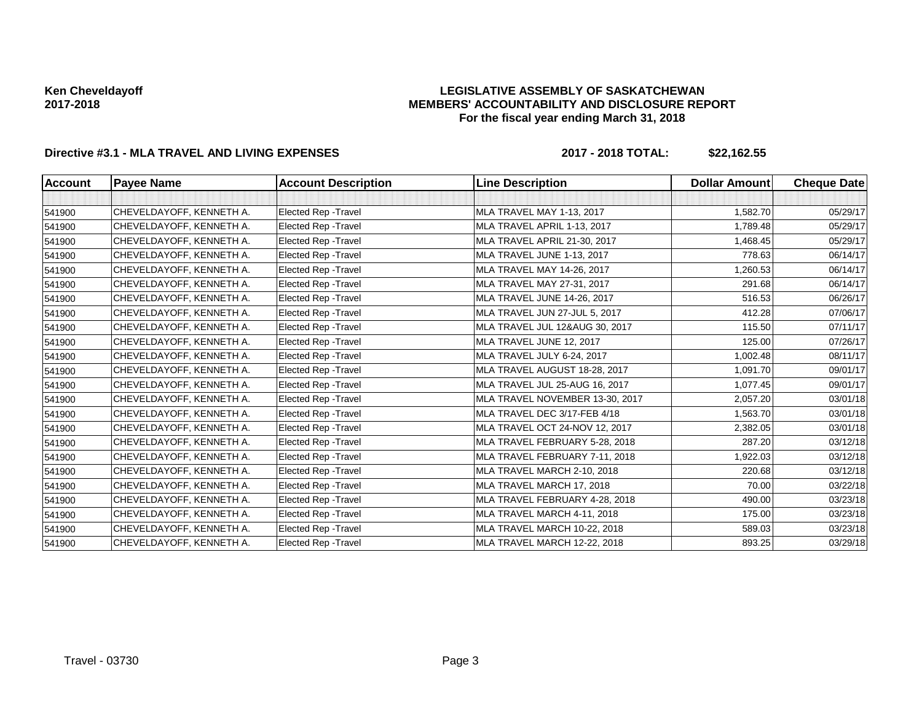**Ken Cheveldayoff**
**2017-2018**

# LEGISLATIVE ASSEMBLY OF SASKATCHEWAN
## MEMBERS' ACCOUNTABILITY AND DISCLOSURE REPORT
### For the fiscal year ending March 31, 2018

**Directive #3.1 - MLA TRAVEL AND LIVING EXPENSES** **2017 - 2018 TOTAL: $22,162.55**

| Account | Payee Name | Account Description | Line Description | Dollar Amount | Cheque Date |
|---|---|---|---|---|---|
| | | | | | |
| 541900 | CHEVELDAYOFF, KENNETH A. | Elected Rep -Travel | MLA TRAVEL MAY 1-13, 2017 | 1,582.70 | 05/29/17 |
| 541900 | CHEVELDAYOFF, KENNETH A. | Elected Rep -Travel | MLA TRAVEL APRIL 1-13, 2017 | 1,789.48 | 05/29/17 |
| 541900 | CHEVELDAYOFF, KENNETH A. | Elected Rep -Travel | MLA TRAVEL APRIL 21-30, 2017 | 1,468.45 | 05/29/17 |
| 541900 | CHEVELDAYOFF, KENNETH A. | Elected Rep -Travel | MLA TRAVEL JUNE 1-13, 2017 | 778.63 | 06/14/17 |
| 541900 | CHEVELDAYOFF, KENNETH A. | Elected Rep -Travel | MLA TRAVEL MAY 14-26, 2017 | 1,260.53 | 06/14/17 |
| 541900 | CHEVELDAYOFF, KENNETH A. | Elected Rep -Travel | MLA TRAVEL MAY 27-31, 2017 | 291.68 | 06/14/17 |
| 541900 | CHEVELDAYOFF, KENNETH A. | Elected Rep -Travel | MLA TRAVEL JUNE 14-26, 2017 | 516.53 | 06/26/17 |
| 541900 | CHEVELDAYOFF, KENNETH A. | Elected Rep -Travel | MLA TRAVEL JUN 27-JUL 5, 2017 | 412.28 | 07/06/17 |
| 541900 | CHEVELDAYOFF, KENNETH A. | Elected Rep -Travel | MLA TRAVEL JUL 12&AUG 30, 2017 | 115.50 | 07/11/17 |
| 541900 | CHEVELDAYOFF, KENNETH A. | Elected Rep -Travel | MLA TRAVEL JUNE 12, 2017 | 125.00 | 07/26/17 |
| 541900 | CHEVELDAYOFF, KENNETH A. | Elected Rep -Travel | MLA TRAVEL JULY 6-24, 2017 | 1,002.48 | 08/11/17 |
| 541900 | CHEVELDAYOFF, KENNETH A. | Elected Rep -Travel | MLA TRAVEL AUGUST 18-28, 2017 | 1,091.70 | 09/01/17 |
| 541900 | CHEVELDAYOFF, KENNETH A. | Elected Rep -Travel | MLA TRAVEL JUL 25-AUG 16, 2017 | 1,077.45 | 09/01/17 |
| 541900 | CHEVELDAYOFF, KENNETH A. | Elected Rep -Travel | MLA TRAVEL NOVEMBER 13-30, 2017 | 2,057.20 | 03/01/18 |
| 541900 | CHEVELDAYOFF, KENNETH A. | Elected Rep -Travel | MLA TRAVEL DEC 3/17-FEB 4/18 | 1,563.70 | 03/01/18 |
| 541900 | CHEVELDAYOFF, KENNETH A. | Elected Rep -Travel | MLA TRAVEL OCT 24-NOV 12, 2017 | 2,382.05 | 03/01/18 |
| 541900 | CHEVELDAYOFF, KENNETH A. | Elected Rep -Travel | MLA TRAVEL FEBRUARY 5-28, 2018 | 287.20 | 03/12/18 |
| 541900 | CHEVELDAYOFF, KENNETH A. | Elected Rep -Travel | MLA TRAVEL FEBRUARY 7-11, 2018 | 1,922.03 | 03/12/18 |
| 541900 | CHEVELDAYOFF, KENNETH A. | Elected Rep -Travel | MLA TRAVEL MARCH 2-10, 2018 | 220.68 | 03/12/18 |
| 541900 | CHEVELDAYOFF, KENNETH A. | Elected Rep -Travel | MLA TRAVEL MARCH 17, 2018 | 70.00 | 03/22/18 |
| 541900 | CHEVELDAYOFF, KENNETH A. | Elected Rep -Travel | MLA TRAVEL FEBRUARY 4-28, 2018 | 490.00 | 03/23/18 |
| 541900 | CHEVELDAYOFF, KENNETH A. | Elected Rep -Travel | MLA TRAVEL MARCH 4-11, 2018 | 175.00 | 03/23/18 |
| 541900 | CHEVELDAYOFF, KENNETH A. | Elected Rep -Travel | MLA TRAVEL MARCH 10-22, 2018 | 589.03 | 03/23/18 |
| 541900 | CHEVELDAYOFF, KENNETH A. | Elected Rep -Travel | MLA TRAVEL MARCH 12-22, 2018 | 893.25 | 03/29/18 |

Travel - 03730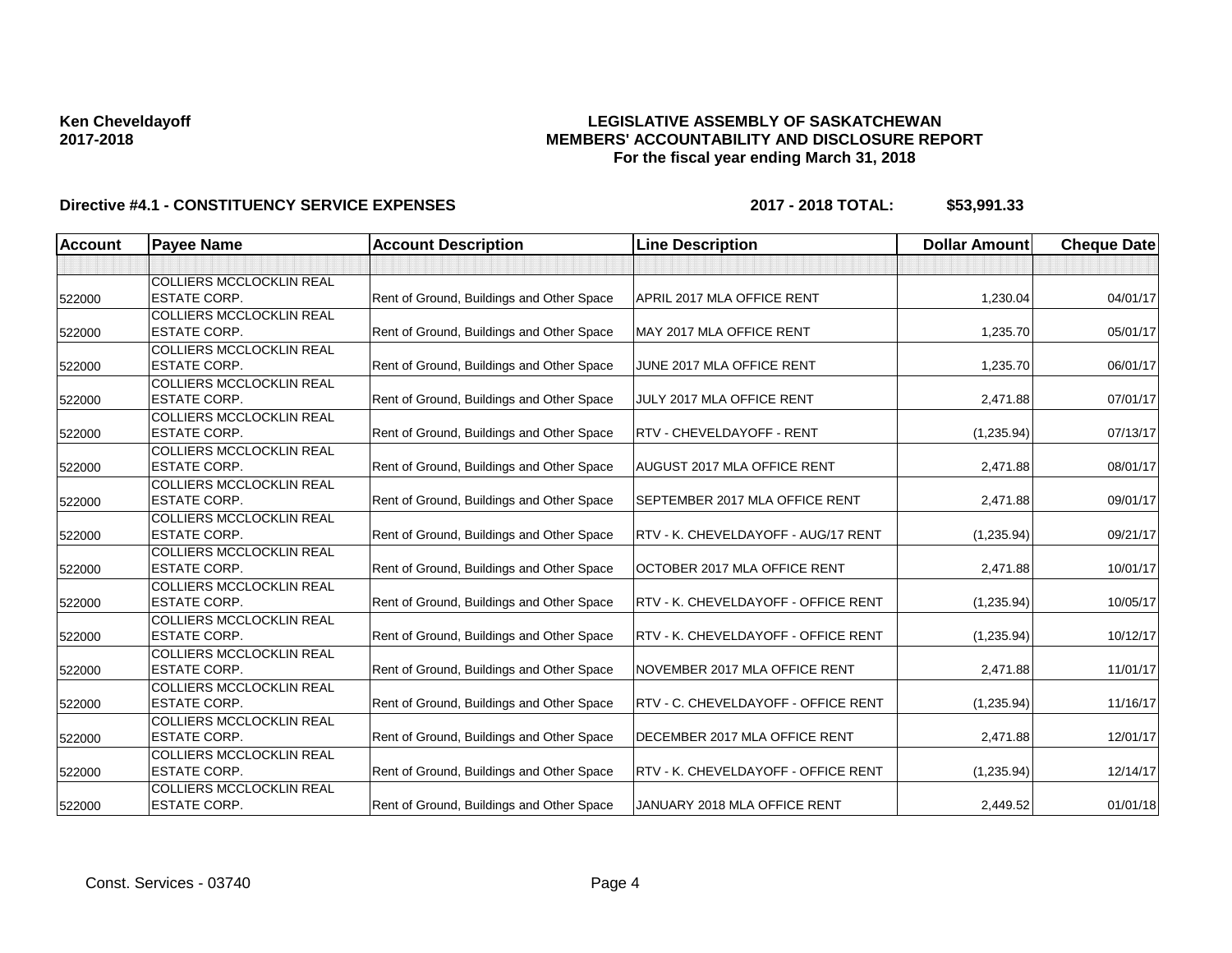**Ken Cheveldayoff**
**2017-2018**

# LEGISLATIVE ASSEMBLY OF SASKATCHEWAN
## MEMBERS' ACCOUNTABILITY AND DISCLOSURE REPORT
### For the fiscal year ending March 31, 2018

**Directive #4.1 - CONSTITUENCY SERVICE EXPENSES** **2017 - 2018 TOTAL: $53,991.33**

| Account | Payee Name | Account Description | Line Description | Dollar Amount | Cheque Date |
|---|---|---|---|---|---|
| | | | | | |
| 522000 | COLLIERS MCCLOCKLIN REAL ESTATE CORP. | Rent of Ground, Buildings and Other Space | APRIL 2017 MLA OFFICE RENT | 1,230.04 | 04/01/17 |
| 522000 | COLLIERS MCCLOCKLIN REAL ESTATE CORP. | Rent of Ground, Buildings and Other Space | MAY 2017 MLA OFFICE RENT | 1,235.70 | 05/01/17 |
| 522000 | COLLIERS MCCLOCKLIN REAL ESTATE CORP. | Rent of Ground, Buildings and Other Space | JUNE 2017 MLA OFFICE RENT | 1,235.70 | 06/01/17 |
| 522000 | COLLIERS MCCLOCKLIN REAL ESTATE CORP. | Rent of Ground, Buildings and Other Space | JULY 2017 MLA OFFICE RENT | 2,471.88 | 07/01/17 |
| 522000 | COLLIERS MCCLOCKLIN REAL ESTATE CORP. | Rent of Ground, Buildings and Other Space | RTV - CHEVELDAYOFF - RENT | (1,235.94) | 07/13/17 |
| 522000 | COLLIERS MCCLOCKLIN REAL ESTATE CORP. | Rent of Ground, Buildings and Other Space | AUGUST 2017 MLA OFFICE RENT | 2,471.88 | 08/01/17 |
| 522000 | COLLIERS MCCLOCKLIN REAL ESTATE CORP. | Rent of Ground, Buildings and Other Space | SEPTEMBER 2017 MLA OFFICE RENT | 2,471.88 | 09/01/17 |
| 522000 | COLLIERS MCCLOCKLIN REAL ESTATE CORP. | Rent of Ground, Buildings and Other Space | RTV - K. CHEVELDAYOFF - AUG/17 RENT | (1,235.94) | 09/21/17 |
| 522000 | COLLIERS MCCLOCKLIN REAL ESTATE CORP. | Rent of Ground, Buildings and Other Space | OCTOBER 2017 MLA OFFICE RENT | 2,471.88 | 10/01/17 |
| 522000 | COLLIERS MCCLOCKLIN REAL ESTATE CORP. | Rent of Ground, Buildings and Other Space | RTV - K. CHEVELDAYOFF - OFFICE RENT | (1,235.94) | 10/05/17 |
| 522000 | COLLIERS MCCLOCKLIN REAL ESTATE CORP. | Rent of Ground, Buildings and Other Space | RTV - K. CHEVELDAYOFF - OFFICE RENT | (1,235.94) | 10/12/17 |
| 522000 | COLLIERS MCCLOCKLIN REAL ESTATE CORP. | Rent of Ground, Buildings and Other Space | NOVEMBER 2017 MLA OFFICE RENT | 2,471.88 | 11/01/17 |
| 522000 | COLLIERS MCCLOCKLIN REAL ESTATE CORP. | Rent of Ground, Buildings and Other Space | RTV - C. CHEVELDAYOFF - OFFICE RENT | (1,235.94) | 11/16/17 |
| 522000 | COLLIERS MCCLOCKLIN REAL ESTATE CORP. | Rent of Ground, Buildings and Other Space | DECEMBER 2017 MLA OFFICE RENT | 2,471.88 | 12/01/17 |
| 522000 | COLLIERS MCCLOCKLIN REAL ESTATE CORP. | Rent of Ground, Buildings and Other Space | RTV - K. CHEVELDAYOFF - OFFICE RENT | (1,235.94) | 12/14/17 |
| 522000 | COLLIERS MCCLOCKLIN REAL ESTATE CORP. | Rent of Ground, Buildings and Other Space | JANUARY 2018 MLA OFFICE RENT | 2,449.52 | 01/01/18 |

Const. Services - 03740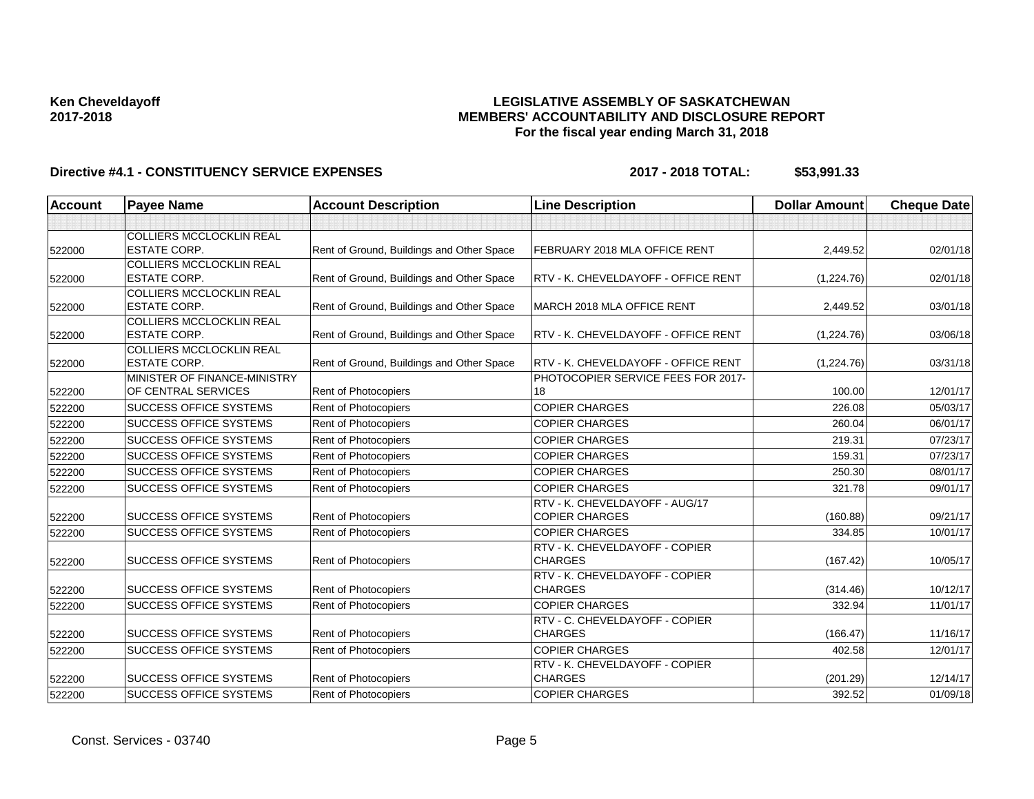**Ken Cheveldayoff**
**2017-2018**

**LEGISLATIVE ASSEMBLY OF SASKATCHEWAN**
**MEMBERS' ACCOUNTABILITY AND DISCLOSURE REPORT**
**For the fiscal year ending March 31, 2018**

**Directive #4.1 - CONSTITUENCY SERVICE EXPENSES** **2017 - 2018 TOTAL: $53,991.33**

| Account | Payee Name | Account Description | Line Description | Dollar Amount | Cheque Date |
|---|---|---|---|---|---|
| | | | | | |
| 522000 | COLLIERS MCCLOCKLIN REAL ESTATE CORP. | Rent of Ground, Buildings and Other Space | FEBRUARY 2018 MLA OFFICE RENT | 2,449.52 | 02/01/18 |
| 522000 | COLLIERS MCCLOCKLIN REAL ESTATE CORP. | Rent of Ground, Buildings and Other Space | RTV - K. CHEVELDAYOFF - OFFICE RENT | (1,224.76) | 02/01/18 |
| 522000 | COLLIERS MCCLOCKLIN REAL ESTATE CORP. | Rent of Ground, Buildings and Other Space | MARCH 2018 MLA OFFICE RENT | 2,449.52 | 03/01/18 |
| 522000 | COLLIERS MCCLOCKLIN REAL ESTATE CORP. | Rent of Ground, Buildings and Other Space | RTV - K. CHEVELDAYOFF - OFFICE RENT | (1,224.76) | 03/06/18 |
| 522000 | COLLIERS MCCLOCKLIN REAL ESTATE CORP. | Rent of Ground, Buildings and Other Space | RTV - K. CHEVELDAYOFF - OFFICE RENT | (1,224.76) | 03/31/18 |
| 522200 | MINISTER OF FINANCE-MINISTRY OF CENTRAL SERVICES | Rent of Photocopiers | PHOTOCOPIER SERVICE FEES FOR 2017-18 | 100.00 | 12/01/17 |
| 522200 | SUCCESS OFFICE SYSTEMS | Rent of Photocopiers | COPIER CHARGES | 226.08 | 05/03/17 |
| 522200 | SUCCESS OFFICE SYSTEMS | Rent of Photocopiers | COPIER CHARGES | 260.04 | 06/01/17 |
| 522200 | SUCCESS OFFICE SYSTEMS | Rent of Photocopiers | COPIER CHARGES | 219.31 | 07/23/17 |
| 522200 | SUCCESS OFFICE SYSTEMS | Rent of Photocopiers | COPIER CHARGES | 159.31 | 07/23/17 |
| 522200 | SUCCESS OFFICE SYSTEMS | Rent of Photocopiers | COPIER CHARGES | 250.30 | 08/01/17 |
| 522200 | SUCCESS OFFICE SYSTEMS | Rent of Photocopiers | COPIER CHARGES | 321.78 | 09/01/17 |
| 522200 | SUCCESS OFFICE SYSTEMS | Rent of Photocopiers | RTV - K. CHEVELDAYOFF - AUG/17 COPIER CHARGES | (160.88) | 09/21/17 |
| 522200 | SUCCESS OFFICE SYSTEMS | Rent of Photocopiers | COPIER CHARGES | 334.85 | 10/01/17 |
| 522200 | SUCCESS OFFICE SYSTEMS | Rent of Photocopiers | RTV - K. CHEVELDAYOFF - COPIER CHARGES | (167.42) | 10/05/17 |
| 522200 | SUCCESS OFFICE SYSTEMS | Rent of Photocopiers | RTV - K. CHEVELDAYOFF - COPIER CHARGES | (314.46) | 10/12/17 |
| 522200 | SUCCESS OFFICE SYSTEMS | Rent of Photocopiers | COPIER CHARGES | 332.94 | 11/01/17 |
| 522200 | SUCCESS OFFICE SYSTEMS | Rent of Photocopiers | RTV - C. CHEVELDAYOFF - COPIER CHARGES | (166.47) | 11/16/17 |
| 522200 | SUCCESS OFFICE SYSTEMS | Rent of Photocopiers | COPIER CHARGES | 402.58 | 12/01/17 |
| 522200 | SUCCESS OFFICE SYSTEMS | Rent of Photocopiers | RTV - K. CHEVELDAYOFF - COPIER CHARGES | (201.29) | 12/14/17 |
| 522200 | SUCCESS OFFICE SYSTEMS | Rent of Photocopiers | COPIER CHARGES | 392.52 | 01/09/18 |

Const. Services - 03740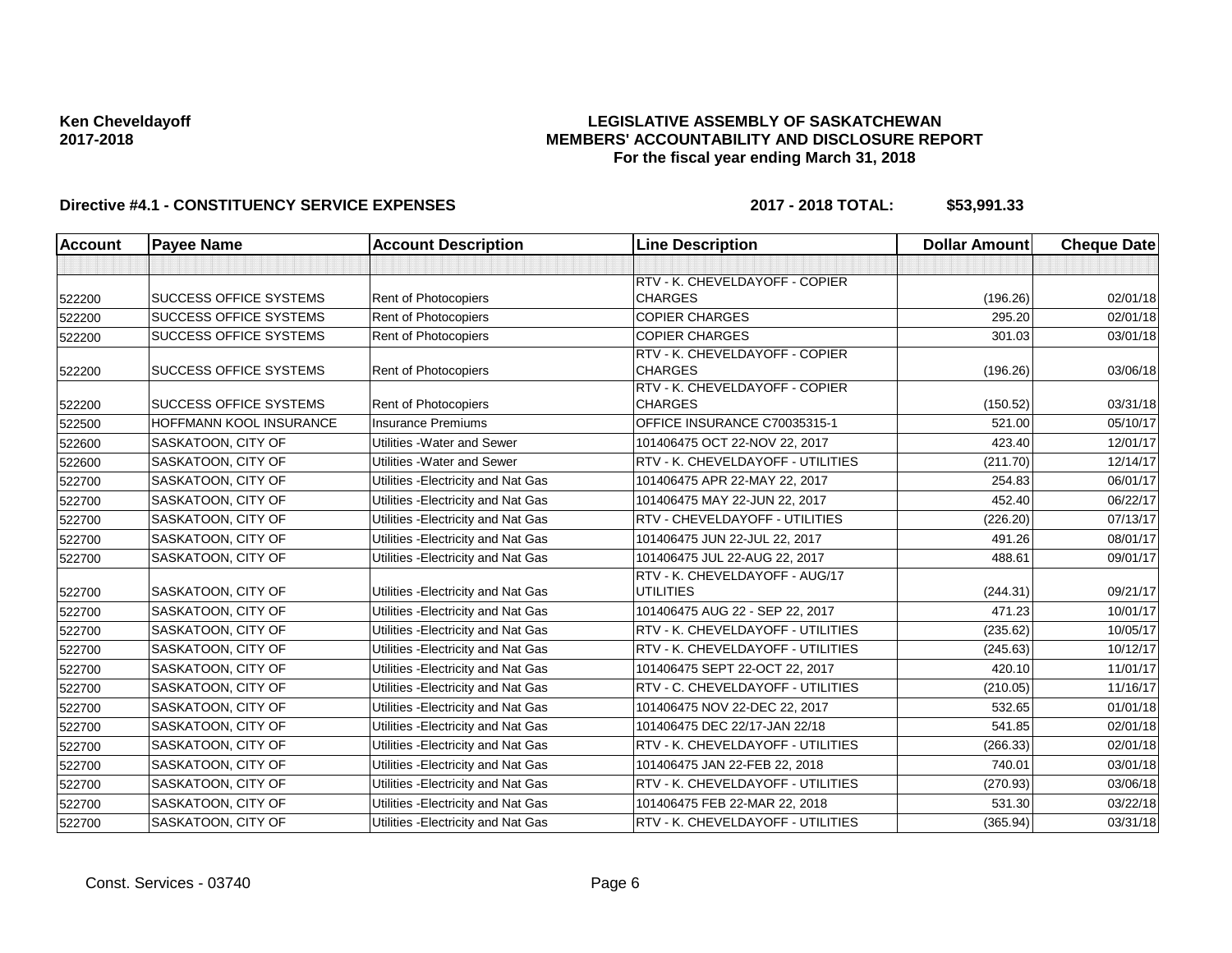**Ken Cheveldayoff**
**2017-2018**

**LEGISLATIVE ASSEMBLY OF SASKATCHEWAN**
**MEMBERS' ACCOUNTABILITY AND DISCLOSURE REPORT**
**For the fiscal year ending March 31, 2018**

**Directive #4.1 - CONSTITUENCY SERVICE EXPENSES** **2017 - 2018 TOTAL: $53,991.33**

| Account | Payee Name | Account Description | Line Description | Dollar Amount | Cheque Date |
|---|---|---|---|---|---|
| | | | | | |
| 522200 | SUCCESS OFFICE SYSTEMS | Rent of Photocopiers | RTV - K. CHEVELDAYOFF - COPIER CHARGES | (196.26) | 02/01/18 |
| 522200 | SUCCESS OFFICE SYSTEMS | Rent of Photocopiers | COPIER CHARGES | 295.20 | 02/01/18 |
| 522200 | SUCCESS OFFICE SYSTEMS | Rent of Photocopiers | COPIER CHARGES | 301.03 | 03/01/18 |
| 522200 | SUCCESS OFFICE SYSTEMS | Rent of Photocopiers | RTV - K. CHEVELDAYOFF - COPIER CHARGES | (196.26) | 03/06/18 |
| 522200 | SUCCESS OFFICE SYSTEMS | Rent of Photocopiers | RTV - K. CHEVELDAYOFF - COPIER CHARGES | (150.52) | 03/31/18 |
| 522500 | HOFFMANN KOOL INSURANCE | Insurance Premiums | OFFICE INSURANCE C70035315-1 | 521.00 | 05/10/17 |
| 522600 | SASKATOON, CITY OF | Utilities -Water and Sewer | 101406475 OCT 22-NOV 22, 2017 | 423.40 | 12/01/17 |
| 522600 | SASKATOON, CITY OF | Utilities -Water and Sewer | RTV - K. CHEVELDAYOFF - UTILITIES | (211.70) | 12/14/17 |
| 522700 | SASKATOON, CITY OF | Utilities -Electricity and Nat Gas | 101406475 APR 22-MAY 22, 2017 | 254.83 | 06/01/17 |
| 522700 | SASKATOON, CITY OF | Utilities -Electricity and Nat Gas | 101406475 MAY 22-JUN 22, 2017 | 452.40 | 06/22/17 |
| 522700 | SASKATOON, CITY OF | Utilities -Electricity and Nat Gas | RTV - CHEVELDAYOFF - UTILITIES | (226.20) | 07/13/17 |
| 522700 | SASKATOON, CITY OF | Utilities -Electricity and Nat Gas | 101406475 JUN 22-JUL 22, 2017 | 491.26 | 08/01/17 |
| 522700 | SASKATOON, CITY OF | Utilities -Electricity and Nat Gas | 101406475 JUL 22-AUG 22, 2017 | 488.61 | 09/01/17 |
| 522700 | SASKATOON, CITY OF | Utilities -Electricity and Nat Gas | RTV - K. CHEVELDAYOFF - AUG/17 UTILITIES | (244.31) | 09/21/17 |
| 522700 | SASKATOON, CITY OF | Utilities -Electricity and Nat Gas | 101406475 AUG 22 - SEP 22, 2017 | 471.23 | 10/01/17 |
| 522700 | SASKATOON, CITY OF | Utilities -Electricity and Nat Gas | RTV - K. CHEVELDAYOFF - UTILITIES | (235.62) | 10/05/17 |
| 522700 | SASKATOON, CITY OF | Utilities -Electricity and Nat Gas | RTV - K. CHEVELDAYOFF - UTILITIES | (245.63) | 10/12/17 |
| 522700 | SASKATOON, CITY OF | Utilities -Electricity and Nat Gas | 101406475 SEPT 22-OCT 22, 2017 | 420.10 | 11/01/17 |
| 522700 | SASKATOON, CITY OF | Utilities -Electricity and Nat Gas | RTV - C. CHEVELDAYOFF - UTILITIES | (210.05) | 11/16/17 |
| 522700 | SASKATOON, CITY OF | Utilities -Electricity and Nat Gas | 101406475 NOV 22-DEC 22, 2017 | 532.65 | 01/01/18 |
| 522700 | SASKATOON, CITY OF | Utilities -Electricity and Nat Gas | 101406475 DEC 22/17-JAN 22/18 | 541.85 | 02/01/18 |
| 522700 | SASKATOON, CITY OF | Utilities -Electricity and Nat Gas | RTV - K. CHEVELDAYOFF - UTILITIES | (266.33) | 02/01/18 |
| 522700 | SASKATOON, CITY OF | Utilities -Electricity and Nat Gas | 101406475 JAN 22-FEB 22, 2018 | 740.01 | 03/01/18 |
| 522700 | SASKATOON, CITY OF | Utilities -Electricity and Nat Gas | RTV - K. CHEVELDAYOFF - UTILITIES | (270.93) | 03/06/18 |
| 522700 | SASKATOON, CITY OF | Utilities -Electricity and Nat Gas | 101406475 FEB 22-MAR 22, 2018 | 531.30 | 03/22/18 |
| 522700 | SASKATOON, CITY OF | Utilities -Electricity and Nat Gas | RTV - K. CHEVELDAYOFF - UTILITIES | (365.94) | 03/31/18 |

Const. Services - 03740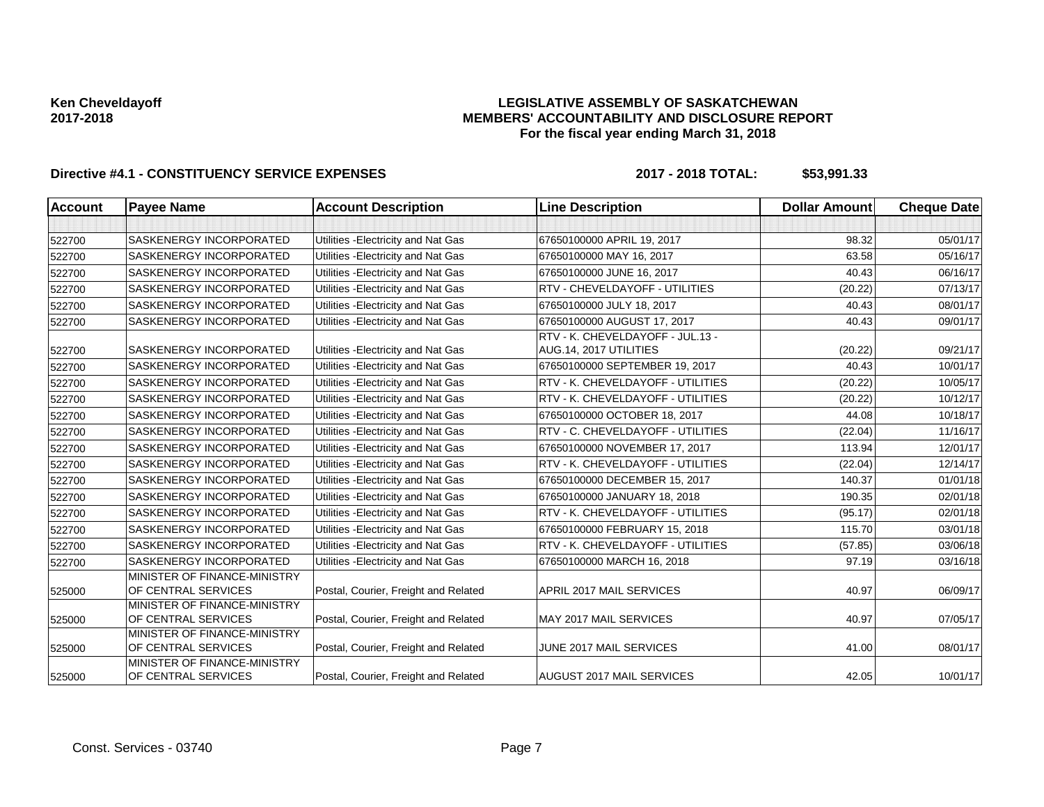**Ken Cheveldayoff**
**2017-2018**

**LEGISLATIVE ASSEMBLY OF SASKATCHEWAN**
**MEMBERS' ACCOUNTABILITY AND DISCLOSURE REPORT**
**For the fiscal year ending March 31, 2018**

**Directive #4.1 - CONSTITUENCY SERVICE EXPENSES** **2017 - 2018 TOTAL: $53,991.33**

| Account | Payee Name | Account Description | Line Description | Dollar Amount | Cheque Date |
|---|---|---|---|---|---|
| | | | | | |
| 522700 | SASKENERGY INCORPORATED | Utilities -Electricity and Nat Gas | 67650100000 APRIL 19, 2017 | 98.32 | 05/01/17 |
| 522700 | SASKENERGY INCORPORATED | Utilities -Electricity and Nat Gas | 67650100000 MAY 16, 2017 | 63.58 | 05/16/17 |
| 522700 | SASKENERGY INCORPORATED | Utilities -Electricity and Nat Gas | 67650100000 JUNE 16, 2017 | 40.43 | 06/16/17 |
| 522700 | SASKENERGY INCORPORATED | Utilities -Electricity and Nat Gas | RTV - CHEVELDAYOFF - UTILITIES | (20.22) | 07/13/17 |
| 522700 | SASKENERGY INCORPORATED | Utilities -Electricity and Nat Gas | 67650100000 JULY 18, 2017 | 40.43 | 08/01/17 |
| 522700 | SASKENERGY INCORPORATED | Utilities -Electricity and Nat Gas | 67650100000 AUGUST 17, 2017 | 40.43 | 09/01/17 |
| 522700 | SASKENERGY INCORPORATED | Utilities -Electricity and Nat Gas | RTV - K. CHEVELDAYOFF - JUL.13 - AUG.14, 2017 UTILITIES | (20.22) | 09/21/17 |
| 522700 | SASKENERGY INCORPORATED | Utilities -Electricity and Nat Gas | 67650100000 SEPTEMBER 19, 2017 | 40.43 | 10/01/17 |
| 522700 | SASKENERGY INCORPORATED | Utilities -Electricity and Nat Gas | RTV - K. CHEVELDAYOFF - UTILITIES | (20.22) | 10/05/17 |
| 522700 | SASKENERGY INCORPORATED | Utilities -Electricity and Nat Gas | RTV - K. CHEVELDAYOFF - UTILITIES | (20.22) | 10/12/17 |
| 522700 | SASKENERGY INCORPORATED | Utilities -Electricity and Nat Gas | 67650100000 OCTOBER 18, 2017 | 44.08 | 10/18/17 |
| 522700 | SASKENERGY INCORPORATED | Utilities -Electricity and Nat Gas | RTV - C. CHEVELDAYOFF - UTILITIES | (22.04) | 11/16/17 |
| 522700 | SASKENERGY INCORPORATED | Utilities -Electricity and Nat Gas | 67650100000 NOVEMBER 17, 2017 | 113.94 | 12/01/17 |
| 522700 | SASKENERGY INCORPORATED | Utilities -Electricity and Nat Gas | RTV - K. CHEVELDAYOFF - UTILITIES | (22.04) | 12/14/17 |
| 522700 | SASKENERGY INCORPORATED | Utilities -Electricity and Nat Gas | 67650100000 DECEMBER 15, 2017 | 140.37 | 01/01/18 |
| 522700 | SASKENERGY INCORPORATED | Utilities -Electricity and Nat Gas | 67650100000 JANUARY 18, 2018 | 190.35 | 02/01/18 |
| 522700 | SASKENERGY INCORPORATED | Utilities -Electricity and Nat Gas | RTV - K. CHEVELDAYOFF - UTILITIES | (95.17) | 02/01/18 |
| 522700 | SASKENERGY INCORPORATED | Utilities -Electricity and Nat Gas | 67650100000 FEBRUARY 15, 2018 | 115.70 | 03/01/18 |
| 522700 | SASKENERGY INCORPORATED | Utilities -Electricity and Nat Gas | RTV - K. CHEVELDAYOFF - UTILITIES | (57.85) | 03/06/18 |
| 522700 | SASKENERGY INCORPORATED | Utilities -Electricity and Nat Gas | 67650100000 MARCH 16, 2018 | 97.19 | 03/16/18 |
| 525000 | MINISTER OF FINANCE-MINISTRY OF CENTRAL SERVICES | Postal, Courier, Freight and Related | APRIL 2017 MAIL SERVICES | 40.97 | 06/09/17 |
| 525000 | MINISTER OF FINANCE-MINISTRY OF CENTRAL SERVICES | Postal, Courier, Freight and Related | MAY 2017 MAIL SERVICES | 40.97 | 07/05/17 |
| 525000 | MINISTER OF FINANCE-MINISTRY OF CENTRAL SERVICES | Postal, Courier, Freight and Related | JUNE 2017 MAIL SERVICES | 41.00 | 08/01/17 |
| 525000 | MINISTER OF FINANCE-MINISTRY OF CENTRAL SERVICES | Postal, Courier, Freight and Related | AUGUST 2017 MAIL SERVICES | 42.05 | 10/01/17 |

Const. Services - 03740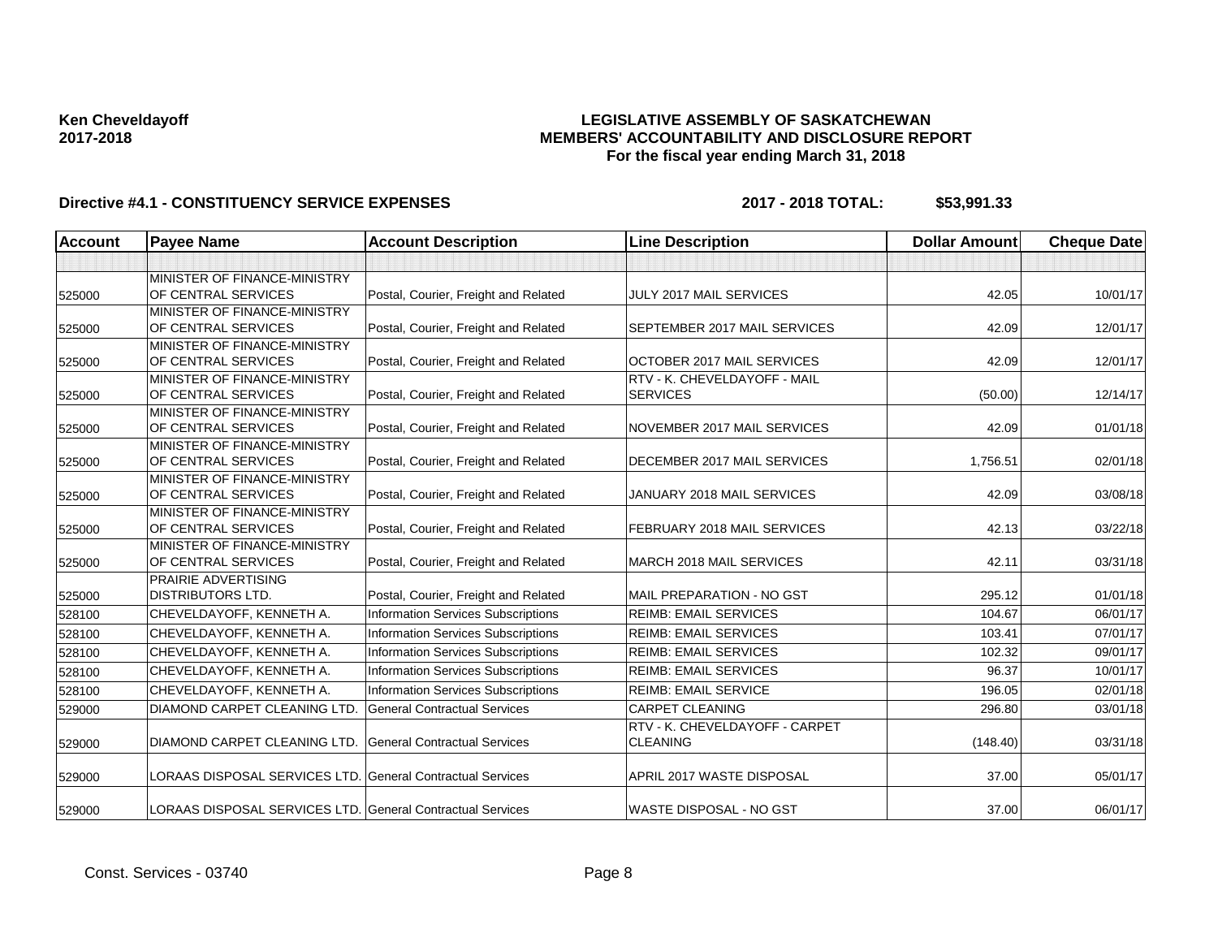**Ken Cheveldayoff**
**2017-2018**

**LEGISLATIVE ASSEMBLY OF SASKATCHEWAN**
**MEMBERS' ACCOUNTABILITY AND DISCLOSURE REPORT**
**For the fiscal year ending March 31, 2018**

**Directive #4.1 - CONSTITUENCY SERVICE EXPENSES** **2017 - 2018 TOTAL: $53,991.33**

| Account | Payee Name | Account Description | Line Description | Dollar Amount | Cheque Date |
|---|---|---|---|---|---|
| | | | | | |
| 525000 | MINISTER OF FINANCE-MINISTRY OF CENTRAL SERVICES | Postal, Courier, Freight and Related | JULY 2017 MAIL SERVICES | 42.05 | 10/01/17 |
| 525000 | MINISTER OF FINANCE-MINISTRY OF CENTRAL SERVICES | Postal, Courier, Freight and Related | SEPTEMBER 2017 MAIL SERVICES | 42.09 | 12/01/17 |
| 525000 | MINISTER OF FINANCE-MINISTRY OF CENTRAL SERVICES | Postal, Courier, Freight and Related | OCTOBER 2017 MAIL SERVICES | 42.09 | 12/01/17 |
| 525000 | MINISTER OF FINANCE-MINISTRY OF CENTRAL SERVICES | Postal, Courier, Freight and Related | RTV - K. CHEVELDAYOFF - MAIL SERVICES | (50.00) | 12/14/17 |
| 525000 | MINISTER OF FINANCE-MINISTRY OF CENTRAL SERVICES | Postal, Courier, Freight and Related | NOVEMBER 2017 MAIL SERVICES | 42.09 | 01/01/18 |
| 525000 | MINISTER OF FINANCE-MINISTRY OF CENTRAL SERVICES | Postal, Courier, Freight and Related | DECEMBER 2017 MAIL SERVICES | 1,756.51 | 02/01/18 |
| 525000 | MINISTER OF FINANCE-MINISTRY OF CENTRAL SERVICES | Postal, Courier, Freight and Related | JANUARY 2018 MAIL SERVICES | 42.09 | 03/08/18 |
| 525000 | MINISTER OF FINANCE-MINISTRY OF CENTRAL SERVICES | Postal, Courier, Freight and Related | FEBRUARY 2018 MAIL SERVICES | 42.13 | 03/22/18 |
| 525000 | MINISTER OF FINANCE-MINISTRY OF CENTRAL SERVICES | Postal, Courier, Freight and Related | MARCH 2018 MAIL SERVICES | 42.11 | 03/31/18 |
| 525000 | PRAIRIE ADVERTISING DISTRIBUTORS LTD. | Postal, Courier, Freight and Related | MAIL PREPARATION - NO GST | 295.12 | 01/01/18 |
| 528100 | CHEVELDAYOFF, KENNETH A. | Information Services Subscriptions | REIMB: EMAIL SERVICES | 104.67 | 06/01/17 |
| 528100 | CHEVELDAYOFF, KENNETH A. | Information Services Subscriptions | REIMB: EMAIL SERVICES | 103.41 | 07/01/17 |
| 528100 | CHEVELDAYOFF, KENNETH A. | Information Services Subscriptions | REIMB: EMAIL SERVICES | 102.32 | 09/01/17 |
| 528100 | CHEVELDAYOFF, KENNETH A. | Information Services Subscriptions | REIMB: EMAIL SERVICES | 96.37 | 10/01/17 |
| 528100 | CHEVELDAYOFF, KENNETH A. | Information Services Subscriptions | REIMB: EMAIL SERVICE | 196.05 | 02/01/18 |
| 529000 | DIAMOND CARPET CLEANING LTD. | General Contractual Services | CARPET CLEANING | 296.80 | 03/01/18 |
| 529000 | DIAMOND CARPET CLEANING LTD. | General Contractual Services | RTV - K. CHEVELDAYOFF - CARPET CLEANING | (148.40) | 03/31/18 |
| 529000 | LORAAS DISPOSAL SERVICES LTD. | General Contractual Services | APRIL 2017 WASTE DISPOSAL | 37.00 | 05/01/17 |
| 529000 | LORAAS DISPOSAL SERVICES LTD. | General Contractual Services | WASTE DISPOSAL - NO GST | 37.00 | 06/01/17 |

Const. Services - 03740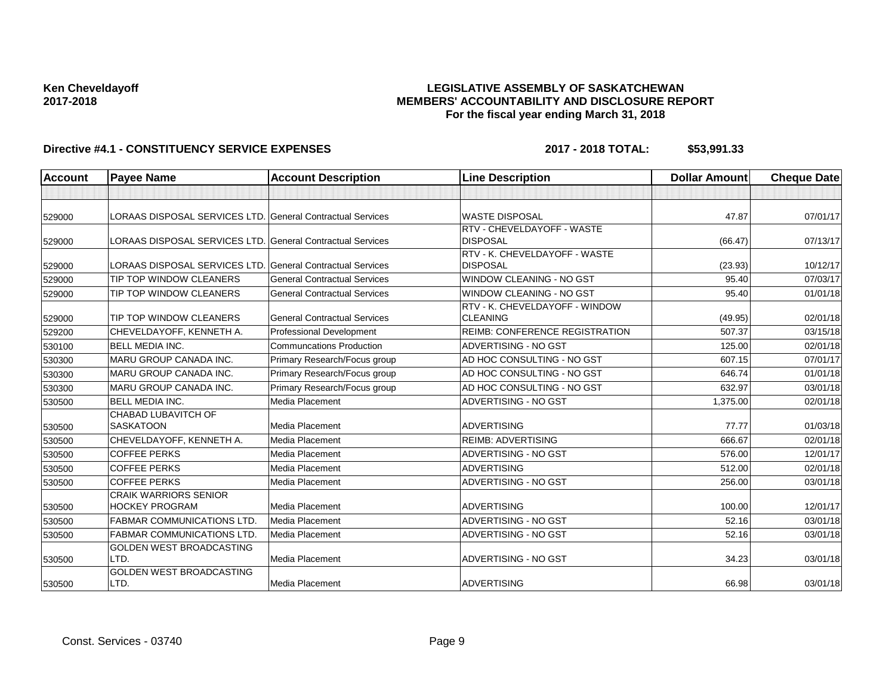**Ken Cheveldayoff**
**2017-2018**

**LEGISLATIVE ASSEMBLY OF SASKATCHEWAN**
**MEMBERS' ACCOUNTABILITY AND DISCLOSURE REPORT**
**For the fiscal year ending March 31, 2018**

**Directive #4.1 - CONSTITUENCY SERVICE EXPENSES** **2017 - 2018 TOTAL: $53,991.33**

| Account | Payee Name | Account Description | Line Description | Dollar Amount | Cheque Date |
|---|---|---|---|---|---|
| | | | | | |
| 529000 | LORAAS DISPOSAL SERVICES LTD. | General Contractual Services | WASTE DISPOSAL | 47.87 | 07/01/17 |
| 529000 | LORAAS DISPOSAL SERVICES LTD. | General Contractual Services | RTV - CHEVELDAYOFF - WASTE DISPOSAL | (66.47) | 07/13/17 |
| 529000 | LORAAS DISPOSAL SERVICES LTD. | General Contractual Services | RTV - K. CHEVELDAYOFF - WASTE DISPOSAL | (23.93) | 10/12/17 |
| 529000 | TIP TOP WINDOW CLEANERS | General Contractual Services | WINDOW CLEANING - NO GST | 95.40 | 07/03/17 |
| 529000 | TIP TOP WINDOW CLEANERS | General Contractual Services | WINDOW CLEANING - NO GST | 95.40 | 01/01/18 |
| 529000 | TIP TOP WINDOW CLEANERS | General Contractual Services | RTV - K. CHEVELDAYOFF - WINDOW CLEANING | (49.95) | 02/01/18 |
| 529200 | CHEVELDAYOFF, KENNETH A. | Professional Development | REIMB: CONFERENCE REGISTRATION | 507.37 | 03/15/18 |
| 530100 | BELL MEDIA INC. | Communcations Production | ADVERTISING - NO GST | 125.00 | 02/01/18 |
| 530300 | MARU GROUP CANADA INC. | Primary Research/Focus group | AD HOC CONSULTING - NO GST | 607.15 | 07/01/17 |
| 530300 | MARU GROUP CANADA INC. | Primary Research/Focus group | AD HOC CONSULTING - NO GST | 646.74 | 01/01/18 |
| 530300 | MARU GROUP CANADA INC. | Primary Research/Focus group | AD HOC CONSULTING - NO GST | 632.97 | 03/01/18 |
| 530500 | BELL MEDIA INC. | Media Placement | ADVERTISING - NO GST | 1,375.00 | 02/01/18 |
| 530500 | CHABAD LUBAVITCH OF SASKATOON | Media Placement | ADVERTISING | 77.77 | 01/03/18 |
| 530500 | CHEVELDAYOFF, KENNETH A. | Media Placement | REIMB: ADVERTISING | 666.67 | 02/01/18 |
| 530500 | COFFEE PERKS | Media Placement | ADVERTISING - NO GST | 576.00 | 12/01/17 |
| 530500 | COFFEE PERKS | Media Placement | ADVERTISING | 512.00 | 02/01/18 |
| 530500 | COFFEE PERKS | Media Placement | ADVERTISING - NO GST | 256.00 | 03/01/18 |
| 530500 | CRAIK WARRIORS SENIOR HOCKEY PROGRAM | Media Placement | ADVERTISING | 100.00 | 12/01/17 |
| 530500 | FABMAR COMMUNICATIONS LTD. | Media Placement | ADVERTISING - NO GST | 52.16 | 03/01/18 |
| 530500 | FABMAR COMMUNICATIONS LTD. | Media Placement | ADVERTISING - NO GST | 52.16 | 03/01/18 |
| 530500 | GOLDEN WEST BROADCASTING LTD. | Media Placement | ADVERTISING - NO GST | 34.23 | 03/01/18 |
| 530500 | GOLDEN WEST BROADCASTING LTD. | Media Placement | ADVERTISING | 66.98 | 03/01/18 |

Const. Services - 03740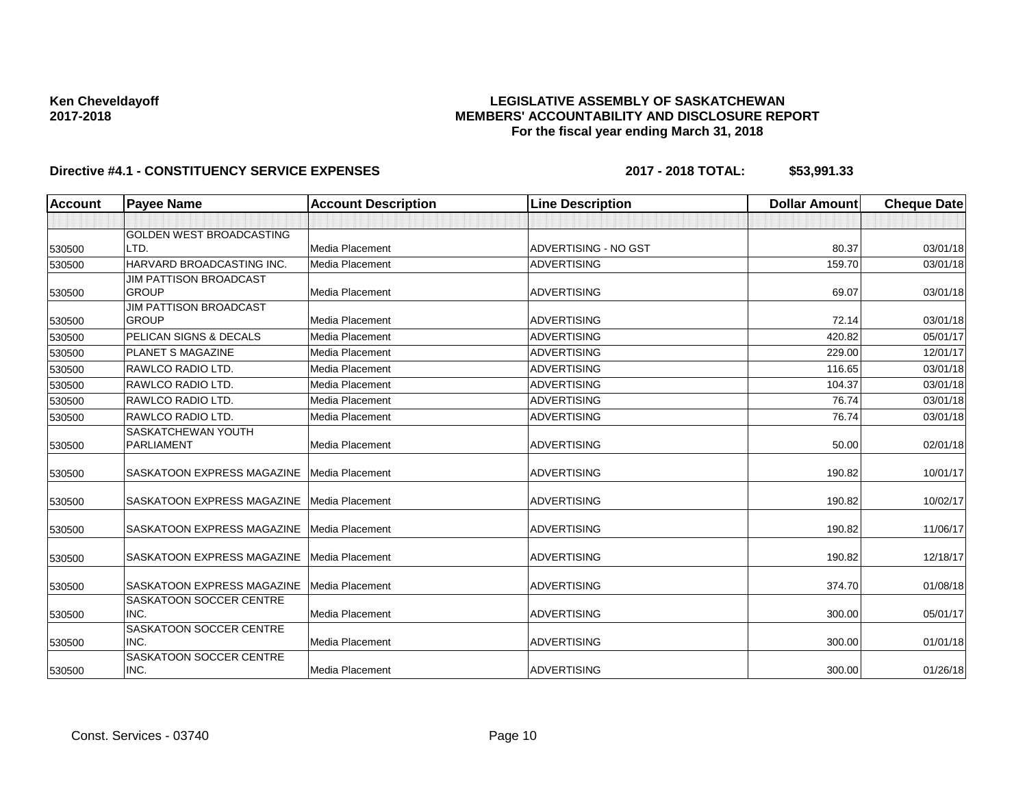**Ken Cheveldayoff**
**2017-2018**

**LEGISLATIVE ASSEMBLY OF SASKATCHEWAN**
**MEMBERS' ACCOUNTABILITY AND DISCLOSURE REPORT**
**For the fiscal year ending March 31, 2018**

**Directive #4.1 - CONSTITUENCY SERVICE EXPENSES** **2017 - 2018 TOTAL: $53,991.33**

| Account | Payee Name | Account Description | Line Description | Dollar Amount | Cheque Date |
|---|---|---|---|---|---|
| | | | | | |
| 530500 | GOLDEN WEST BROADCASTING LTD. | Media Placement | ADVERTISING - NO GST | 80.37 | 03/01/18 |
| 530500 | HARVARD BROADCASTING INC. | Media Placement | ADVERTISING | 159.70 | 03/01/18 |
| 530500 | JIM PATTISON BROADCAST GROUP | Media Placement | ADVERTISING | 69.07 | 03/01/18 |
| 530500 | JIM PATTISON BROADCAST GROUP | Media Placement | ADVERTISING | 72.14 | 03/01/18 |
| 530500 | PELICAN SIGNS & DECALS | Media Placement | ADVERTISING | 420.82 | 05/01/17 |
| 530500 | PLANET S MAGAZINE | Media Placement | ADVERTISING | 229.00 | 12/01/17 |
| 530500 | RAWLCO RADIO LTD. | Media Placement | ADVERTISING | 116.65 | 03/01/18 |
| 530500 | RAWLCO RADIO LTD. | Media Placement | ADVERTISING | 104.37 | 03/01/18 |
| 530500 | RAWLCO RADIO LTD. | Media Placement | ADVERTISING | 76.74 | 03/01/18 |
| 530500 | RAWLCO RADIO LTD. | Media Placement | ADVERTISING | 76.74 | 03/01/18 |
| 530500 | SASKATCHEWAN YOUTH PARLIAMENT | Media Placement | ADVERTISING | 50.00 | 02/01/18 |
| 530500 | SASKATOON EXPRESS MAGAZINE | Media Placement | ADVERTISING | 190.82 | 10/01/17 |
| 530500 | SASKATOON EXPRESS MAGAZINE | Media Placement | ADVERTISING | 190.82 | 10/02/17 |
| 530500 | SASKATOON EXPRESS MAGAZINE | Media Placement | ADVERTISING | 190.82 | 11/06/17 |
| 530500 | SASKATOON EXPRESS MAGAZINE | Media Placement | ADVERTISING | 190.82 | 12/18/17 |
| 530500 | SASKATOON EXPRESS MAGAZINE | Media Placement | ADVERTISING | 374.70 | 01/08/18 |
| 530500 | SASKATOON SOCCER CENTRE INC. | Media Placement | ADVERTISING | 300.00 | 05/01/17 |
| 530500 | SASKATOON SOCCER CENTRE INC. | Media Placement | ADVERTISING | 300.00 | 01/01/18 |
| 530500 | SASKATOON SOCCER CENTRE INC. | Media Placement | ADVERTISING | 300.00 | 01/26/18 |

Const. Services - 03740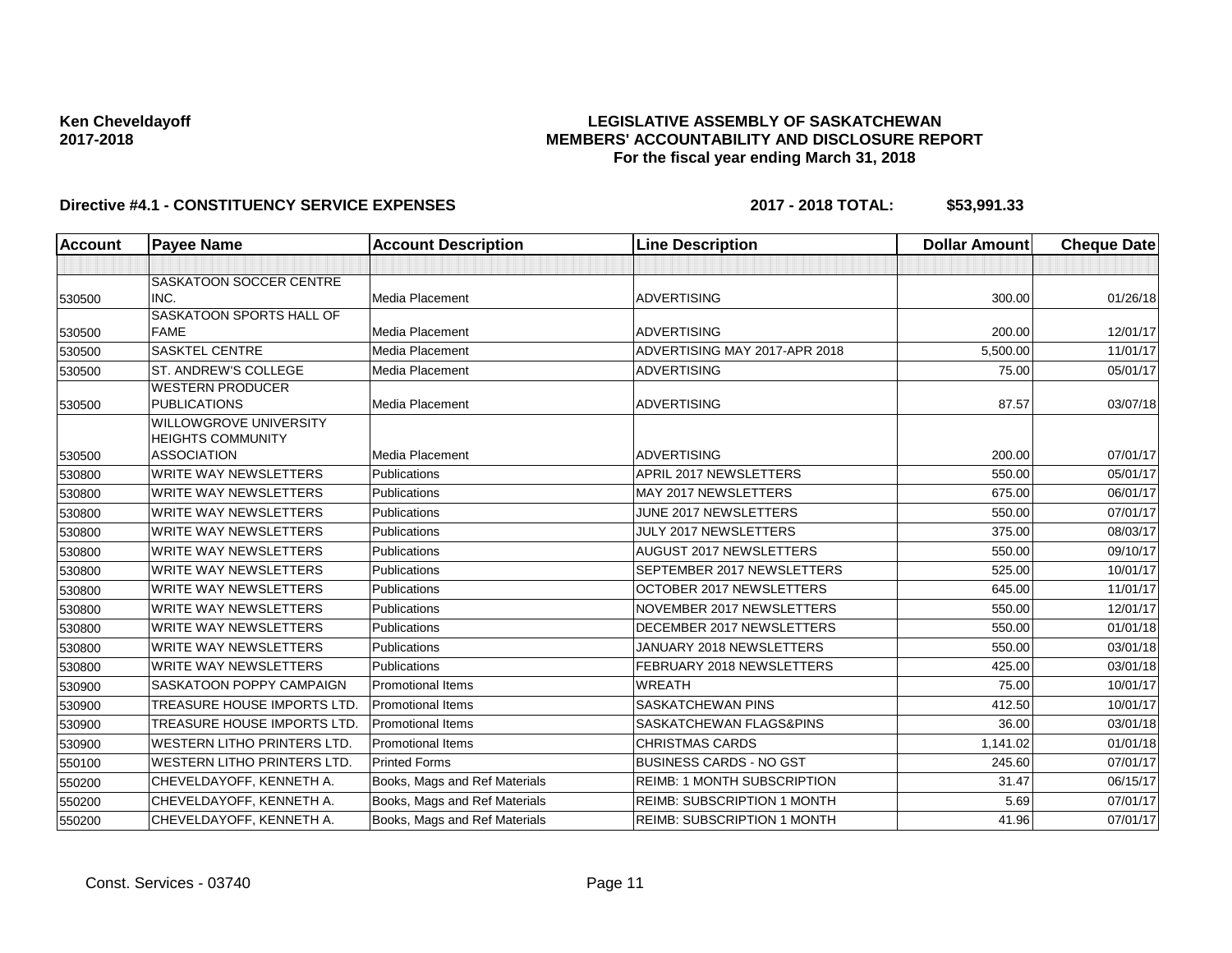**Ken Cheveldayoff**
**2017-2018**

**LEGISLATIVE ASSEMBLY OF SASKATCHEWAN**
**MEMBERS' ACCOUNTABILITY AND DISCLOSURE REPORT**
**For the fiscal year ending March 31, 2018**

**Directive #4.1 - CONSTITUENCY SERVICE EXPENSES** **2017 - 2018 TOTAL: $53,991.33**

| Account | Payee Name | Account Description | Line Description | Dollar Amount | Cheque Date |
|---|---|---|---|---|---|
| | | | | | |
| 530500 | SASKATOON SOCCER CENTRE INC. | Media Placement | ADVERTISING | 300.00 | 01/26/18 |
| 530500 | SASKATOON SPORTS HALL OF FAME | Media Placement | ADVERTISING | 200.00 | 12/01/17 |
| 530500 | SASKTEL CENTRE | Media Placement | ADVERTISING MAY 2017-APR 2018 | 5,500.00 | 11/01/17 |
| 530500 | ST. ANDREW'S COLLEGE | Media Placement | ADVERTISING | 75.00 | 05/01/17 |
| 530500 | WESTERN PRODUCER PUBLICATIONS | Media Placement | ADVERTISING | 87.57 | 03/07/18 |
| 530500 | WILLOWGROVE UNIVERSITY HEIGHTS COMMUNITY ASSOCIATION | Media Placement | ADVERTISING | 200.00 | 07/01/17 |
| 530800 | WRITE WAY NEWSLETTERS | Publications | APRIL 2017 NEWSLETTERS | 550.00 | 05/01/17 |
| 530800 | WRITE WAY NEWSLETTERS | Publications | MAY 2017 NEWSLETTERS | 675.00 | 06/01/17 |
| 530800 | WRITE WAY NEWSLETTERS | Publications | JUNE 2017 NEWSLETTERS | 550.00 | 07/01/17 |
| 530800 | WRITE WAY NEWSLETTERS | Publications | JULY 2017 NEWSLETTERS | 375.00 | 08/03/17 |
| 530800 | WRITE WAY NEWSLETTERS | Publications | AUGUST 2017 NEWSLETTERS | 550.00 | 09/10/17 |
| 530800 | WRITE WAY NEWSLETTERS | Publications | SEPTEMBER 2017 NEWSLETTERS | 525.00 | 10/01/17 |
| 530800 | WRITE WAY NEWSLETTERS | Publications | OCTOBER 2017 NEWSLETTERS | 645.00 | 11/01/17 |
| 530800 | WRITE WAY NEWSLETTERS | Publications | NOVEMBER 2017 NEWSLETTERS | 550.00 | 12/01/17 |
| 530800 | WRITE WAY NEWSLETTERS | Publications | DECEMBER 2017 NEWSLETTERS | 550.00 | 01/01/18 |
| 530800 | WRITE WAY NEWSLETTERS | Publications | JANUARY 2018 NEWSLETTERS | 550.00 | 03/01/18 |
| 530800 | WRITE WAY NEWSLETTERS | Publications | FEBRUARY 2018 NEWSLETTERS | 425.00 | 03/01/18 |
| 530900 | SASKATOON POPPY CAMPAIGN | Promotional Items | WREATH | 75.00 | 10/01/17 |
| 530900 | TREASURE HOUSE IMPORTS LTD. | Promotional Items | SASKATCHEWAN PINS | 412.50 | 10/01/17 |
| 530900 | TREASURE HOUSE IMPORTS LTD. | Promotional Items | SASKATCHEWAN FLAGS&PINS | 36.00 | 03/01/18 |
| 530900 | WESTERN LITHO PRINTERS LTD. | Promotional Items | CHRISTMAS CARDS | 1,141.02 | 01/01/18 |
| 550100 | WESTERN LITHO PRINTERS LTD. | Printed Forms | BUSINESS CARDS - NO GST | 245.60 | 07/01/17 |
| 550200 | CHEVELDAYOFF, KENNETH A. | Books, Mags and Ref Materials | REIMB: 1 MONTH SUBSCRIPTION | 31.47 | 06/15/17 |
| 550200 | CHEVELDAYOFF, KENNETH A. | Books, Mags and Ref Materials | REIMB: SUBSCRIPTION 1 MONTH | 5.69 | 07/01/17 |
| 550200 | CHEVELDAYOFF, KENNETH A. | Books, Mags and Ref Materials | REIMB: SUBSCRIPTION 1 MONTH | 41.96 | 07/01/17 |

Const. Services - 03740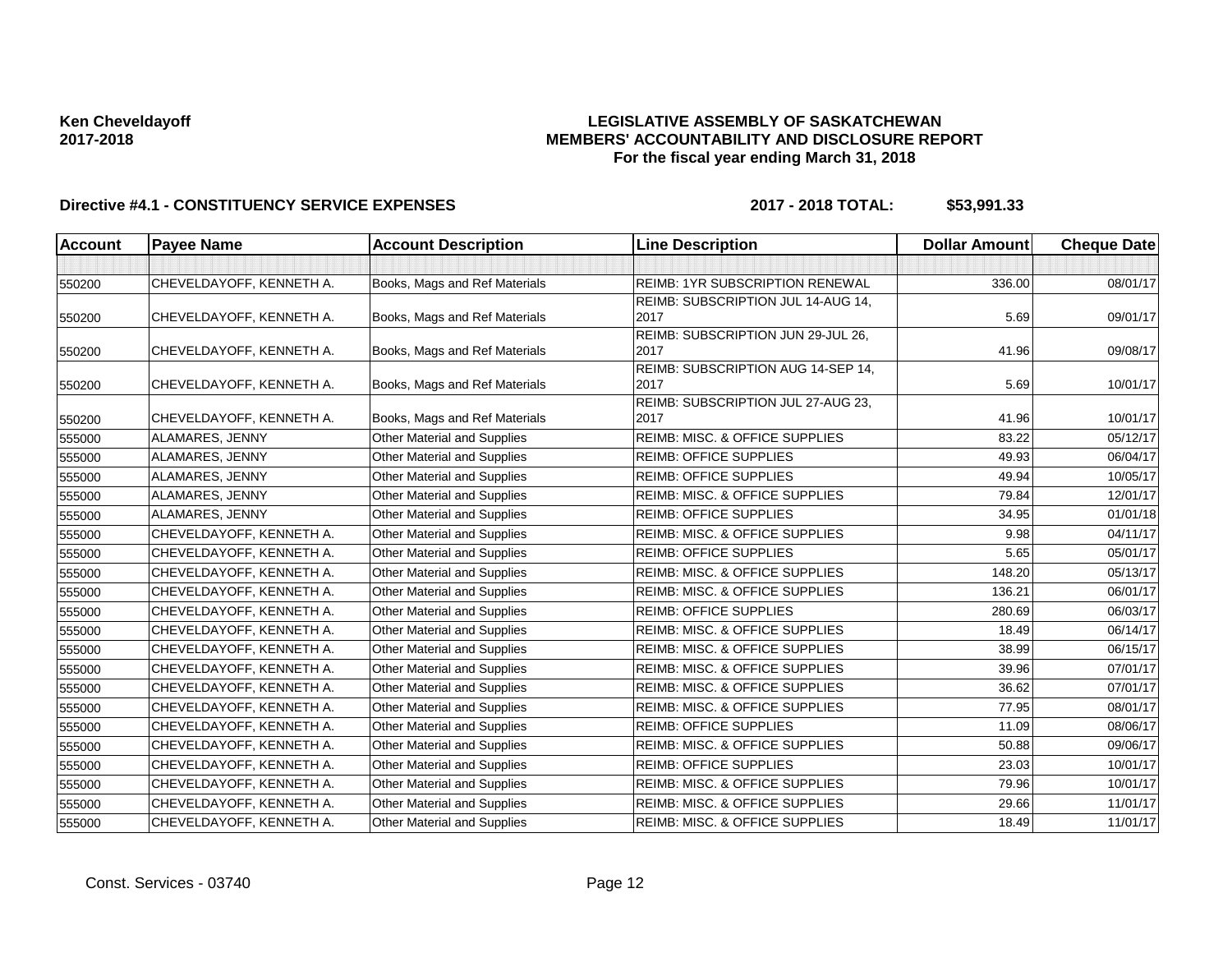Ken Cheveldayoff
2017-2018

**LEGISLATIVE ASSEMBLY OF SASKATCHEWAN**
**MEMBERS' ACCOUNTABILITY AND DISCLOSURE REPORT**
**For the fiscal year ending March 31, 2018**

**Directive #4.1 - CONSTITUENCY SERVICE EXPENSES** **2017 - 2018 TOTAL: $53,991.33**

| Account | Payee Name | Account Description | Line Description | Dollar Amount | Cheque Date |
|---|---|---|---|---|---|
| | | | | | |
| 550200 | CHEVELDAYOFF, KENNETH A. | Books, Mags and Ref Materials | REIMB: 1YR SUBSCRIPTION RENEWAL | 336.00 | 08/01/17 |
| 550200 | CHEVELDAYOFF, KENNETH A. | Books, Mags and Ref Materials | REIMB: SUBSCRIPTION JUL 14-AUG 14, 2017 | 5.69 | 09/01/17 |
| 550200 | CHEVELDAYOFF, KENNETH A. | Books, Mags and Ref Materials | REIMB: SUBSCRIPTION JUN 29-JUL 26, 2017 | 41.96 | 09/08/17 |
| 550200 | CHEVELDAYOFF, KENNETH A. | Books, Mags and Ref Materials | REIMB: SUBSCRIPTION AUG 14-SEP 14, 2017 | 5.69 | 10/01/17 |
| 550200 | CHEVELDAYOFF, KENNETH A. | Books, Mags and Ref Materials | REIMB: SUBSCRIPTION JUL 27-AUG 23, 2017 | 41.96 | 10/01/17 |
| 555000 | ALAMARES, JENNY | Other Material and Supplies | REIMB: MISC. & OFFICE SUPPLIES | 83.22 | 05/12/17 |
| 555000 | ALAMARES, JENNY | Other Material and Supplies | REIMB: OFFICE SUPPLIES | 49.93 | 06/04/17 |
| 555000 | ALAMARES, JENNY | Other Material and Supplies | REIMB: OFFICE SUPPLIES | 49.94 | 10/05/17 |
| 555000 | ALAMARES, JENNY | Other Material and Supplies | REIMB: MISC. & OFFICE SUPPLIES | 79.84 | 12/01/17 |
| 555000 | ALAMARES, JENNY | Other Material and Supplies | REIMB: OFFICE SUPPLIES | 34.95 | 01/01/18 |
| 555000 | CHEVELDAYOFF, KENNETH A. | Other Material and Supplies | REIMB: MISC. & OFFICE SUPPLIES | 9.98 | 04/11/17 |
| 555000 | CHEVELDAYOFF, KENNETH A. | Other Material and Supplies | REIMB: OFFICE SUPPLIES | 5.65 | 05/01/17 |
| 555000 | CHEVELDAYOFF, KENNETH A. | Other Material and Supplies | REIMB: MISC. & OFFICE SUPPLIES | 148.20 | 05/13/17 |
| 555000 | CHEVELDAYOFF, KENNETH A. | Other Material and Supplies | REIMB: MISC. & OFFICE SUPPLIES | 136.21 | 06/01/17 |
| 555000 | CHEVELDAYOFF, KENNETH A. | Other Material and Supplies | REIMB: OFFICE SUPPLIES | 280.69 | 06/03/17 |
| 555000 | CHEVELDAYOFF, KENNETH A. | Other Material and Supplies | REIMB: MISC. & OFFICE SUPPLIES | 18.49 | 06/14/17 |
| 555000 | CHEVELDAYOFF, KENNETH A. | Other Material and Supplies | REIMB: MISC. & OFFICE SUPPLIES | 38.99 | 06/15/17 |
| 555000 | CHEVELDAYOFF, KENNETH A. | Other Material and Supplies | REIMB: MISC. & OFFICE SUPPLIES | 39.96 | 07/01/17 |
| 555000 | CHEVELDAYOFF, KENNETH A. | Other Material and Supplies | REIMB: MISC. & OFFICE SUPPLIES | 36.62 | 07/01/17 |
| 555000 | CHEVELDAYOFF, KENNETH A. | Other Material and Supplies | REIMB: MISC. & OFFICE SUPPLIES | 77.95 | 08/01/17 |
| 555000 | CHEVELDAYOFF, KENNETH A. | Other Material and Supplies | REIMB: OFFICE SUPPLIES | 11.09 | 08/06/17 |
| 555000 | CHEVELDAYOFF, KENNETH A. | Other Material and Supplies | REIMB: MISC. & OFFICE SUPPLIES | 50.88 | 09/06/17 |
| 555000 | CHEVELDAYOFF, KENNETH A. | Other Material and Supplies | REIMB: OFFICE SUPPLIES | 23.03 | 10/01/17 |
| 555000 | CHEVELDAYOFF, KENNETH A. | Other Material and Supplies | REIMB: MISC. & OFFICE SUPPLIES | 79.96 | 10/01/17 |
| 555000 | CHEVELDAYOFF, KENNETH A. | Other Material and Supplies | REIMB: MISC. & OFFICE SUPPLIES | 29.66 | 11/01/17 |
| 555000 | CHEVELDAYOFF, KENNETH A. | Other Material and Supplies | REIMB: MISC. & OFFICE SUPPLIES | 18.49 | 11/01/17 |

Const. Services - 03740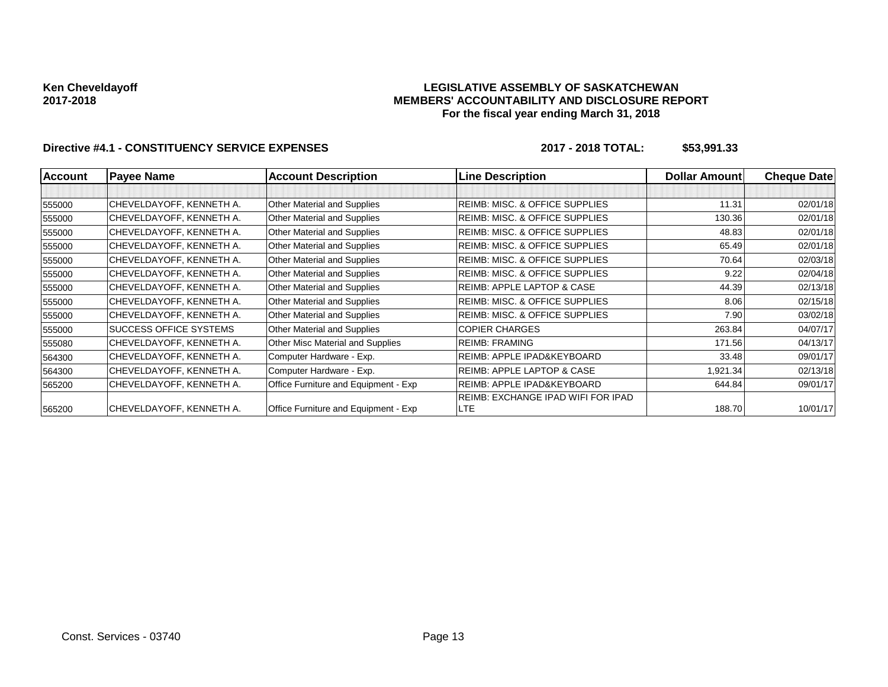**Ken Cheveldayoff**
**2017-2018**

**LEGISLATIVE ASSEMBLY OF SASKATCHEWAN**
**MEMBERS' ACCOUNTABILITY AND DISCLOSURE REPORT**
**For the fiscal year ending March 31, 2018**

**Directive #4.1 - CONSTITUENCY SERVICE EXPENSES** **2017 - 2018 TOTAL: $53,991.33**

| Account | Payee Name | Account Description | Line Description | Dollar Amount | Cheque Date |
|---|---|---|---|---|---|
| | | | | | |
| 555000 | CHEVELDAYOFF, KENNETH A. | Other Material and Supplies | REIMB: MISC. & OFFICE SUPPLIES | 11.31 | 02/01/18 |
| 555000 | CHEVELDAYOFF, KENNETH A. | Other Material and Supplies | REIMB: MISC. & OFFICE SUPPLIES | 130.36 | 02/01/18 |
| 555000 | CHEVELDAYOFF, KENNETH A. | Other Material and Supplies | REIMB: MISC. & OFFICE SUPPLIES | 48.83 | 02/01/18 |
| 555000 | CHEVELDAYOFF, KENNETH A. | Other Material and Supplies | REIMB: MISC. & OFFICE SUPPLIES | 65.49 | 02/01/18 |
| 555000 | CHEVELDAYOFF, KENNETH A. | Other Material and Supplies | REIMB: MISC. & OFFICE SUPPLIES | 70.64 | 02/03/18 |
| 555000 | CHEVELDAYOFF, KENNETH A. | Other Material and Supplies | REIMB: MISC. & OFFICE SUPPLIES | 9.22 | 02/04/18 |
| 555000 | CHEVELDAYOFF, KENNETH A. | Other Material and Supplies | REIMB: APPLE LAPTOP & CASE | 44.39 | 02/13/18 |
| 555000 | CHEVELDAYOFF, KENNETH A. | Other Material and Supplies | REIMB: MISC. & OFFICE SUPPLIES | 8.06 | 02/15/18 |
| 555000 | CHEVELDAYOFF, KENNETH A. | Other Material and Supplies | REIMB: MISC. & OFFICE SUPPLIES | 7.90 | 03/02/18 |
| 555000 | SUCCESS OFFICE SYSTEMS | Other Material and Supplies | COPIER CHARGES | 263.84 | 04/07/17 |
| 555080 | CHEVELDAYOFF, KENNETH A. | Other Misc Material and Supplies | REIMB: FRAMING | 171.56 | 04/13/17 |
| 564300 | CHEVELDAYOFF, KENNETH A. | Computer Hardware - Exp. | REIMB: APPLE IPAD&KEYBOARD | 33.48 | 09/01/17 |
| 564300 | CHEVELDAYOFF, KENNETH A. | Computer Hardware - Exp. | REIMB: APPLE LAPTOP & CASE | 1,921.34 | 02/13/18 |
| 565200 | CHEVELDAYOFF, KENNETH A. | Office Furniture and Equipment - Exp | REIMB: APPLE IPAD&KEYBOARD | 644.84 | 09/01/17 |
| 565200 | CHEVELDAYOFF, KENNETH A. | Office Furniture and Equipment - Exp | REIMB: EXCHANGE IPAD WIFI FOR IPAD LTE | 188.70 | 10/01/17 |

Const. Services - 03740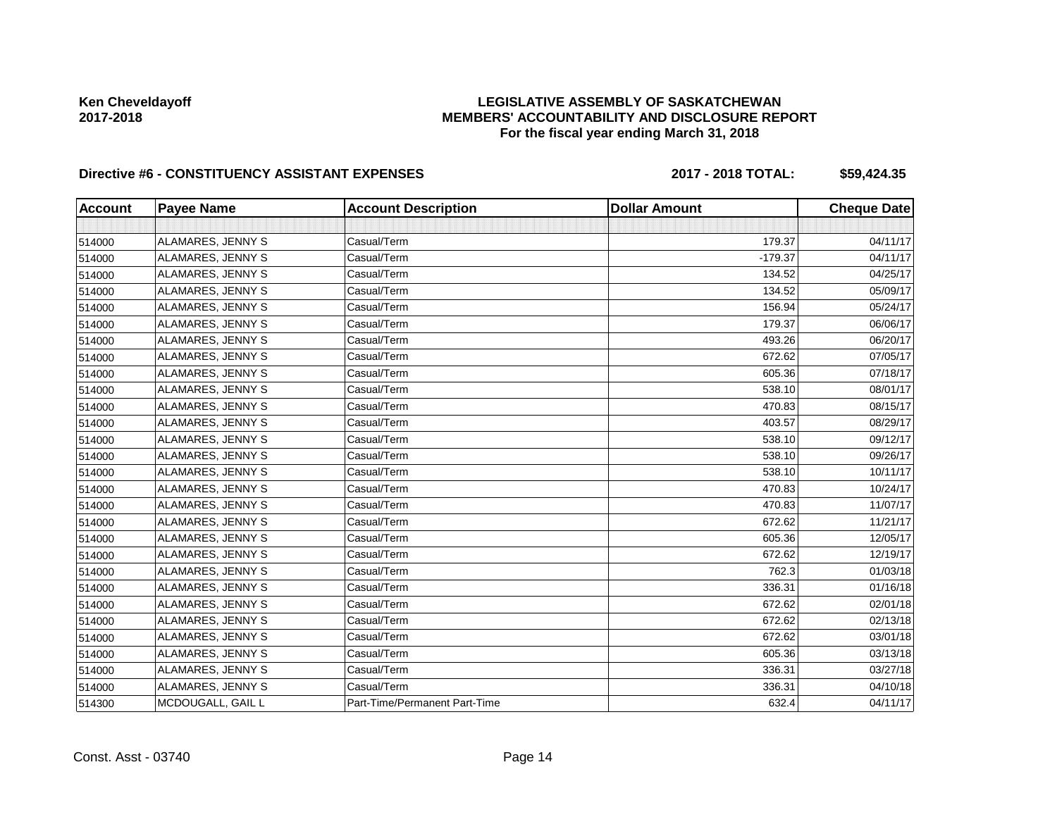**Ken Cheveldayoff**
**2017-2018**

**LEGISLATIVE ASSEMBLY OF SASKATCHEWAN**
**MEMBERS' ACCOUNTABILITY AND DISCLOSURE REPORT**
**For the fiscal year ending March 31, 2018**

**Directive #6 - CONSTITUENCY ASSISTANT EXPENSES** **2017 - 2018 TOTAL: $59,424.35**

| Account | Payee Name | Account Description | Dollar Amount | Cheque Date |
|---|---|---|---|---|
| | | | | |
| 514000 | ALAMARES, JENNY S | Casual/Term | 179.37 | 04/11/17 |
| 514000 | ALAMARES, JENNY S | Casual/Term | -179.37 | 04/11/17 |
| 514000 | ALAMARES, JENNY S | Casual/Term | 134.52 | 04/25/17 |
| 514000 | ALAMARES, JENNY S | Casual/Term | 134.52 | 05/09/17 |
| 514000 | ALAMARES, JENNY S | Casual/Term | 156.94 | 05/24/17 |
| 514000 | ALAMARES, JENNY S | Casual/Term | 179.37 | 06/06/17 |
| 514000 | ALAMARES, JENNY S | Casual/Term | 493.26 | 06/20/17 |
| 514000 | ALAMARES, JENNY S | Casual/Term | 672.62 | 07/05/17 |
| 514000 | ALAMARES, JENNY S | Casual/Term | 605.36 | 07/18/17 |
| 514000 | ALAMARES, JENNY S | Casual/Term | 538.10 | 08/01/17 |
| 514000 | ALAMARES, JENNY S | Casual/Term | 470.83 | 08/15/17 |
| 514000 | ALAMARES, JENNY S | Casual/Term | 403.57 | 08/29/17 |
| 514000 | ALAMARES, JENNY S | Casual/Term | 538.10 | 09/12/17 |
| 514000 | ALAMARES, JENNY S | Casual/Term | 538.10 | 09/26/17 |
| 514000 | ALAMARES, JENNY S | Casual/Term | 538.10 | 10/11/17 |
| 514000 | ALAMARES, JENNY S | Casual/Term | 470.83 | 10/24/17 |
| 514000 | ALAMARES, JENNY S | Casual/Term | 470.83 | 11/07/17 |
| 514000 | ALAMARES, JENNY S | Casual/Term | 672.62 | 11/21/17 |
| 514000 | ALAMARES, JENNY S | Casual/Term | 605.36 | 12/05/17 |
| 514000 | ALAMARES, JENNY S | Casual/Term | 672.62 | 12/19/17 |
| 514000 | ALAMARES, JENNY S | Casual/Term | 762.3 | 01/03/18 |
| 514000 | ALAMARES, JENNY S | Casual/Term | 336.31 | 01/16/18 |
| 514000 | ALAMARES, JENNY S | Casual/Term | 672.62 | 02/01/18 |
| 514000 | ALAMARES, JENNY S | Casual/Term | 672.62 | 02/13/18 |
| 514000 | ALAMARES, JENNY S | Casual/Term | 672.62 | 03/01/18 |
| 514000 | ALAMARES, JENNY S | Casual/Term | 605.36 | 03/13/18 |
| 514000 | ALAMARES, JENNY S | Casual/Term | 336.31 | 03/27/18 |
| 514000 | ALAMARES, JENNY S | Casual/Term | 336.31 | 04/10/18 |
| 514300 | MCDOUGALL, GAIL L | Part-Time/Permanent Part-Time | 632.4 | 04/11/17 |

Const. Asst - 03740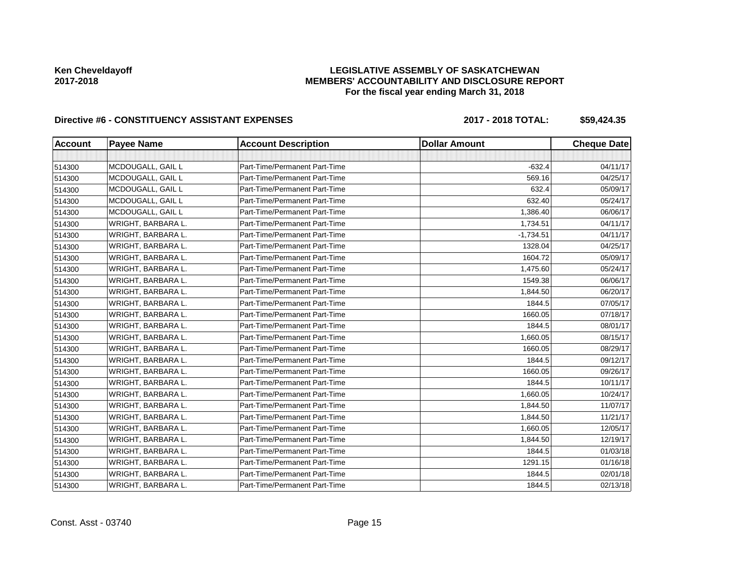**Ken Cheveldayoff**
**2017-2018**

## LEGISLATIVE ASSEMBLY OF SASKATCHEWAN
## MEMBERS' ACCOUNTABILITY AND DISCLOSURE REPORT
### For the fiscal year ending March 31, 2018

**Directive #6 - CONSTITUENCY ASSISTANT EXPENSES** **2017 - 2018 TOTAL: $59,424.35**

| Account | Payee Name | Account Description | Dollar Amount | Cheque Date |
|---|---|---|---|---|
| | | | | |
| 514300 | MCDOUGALL, GAIL L | Part-Time/Permanent Part-Time | -632.4 | 04/11/17 |
| 514300 | MCDOUGALL, GAIL L | Part-Time/Permanent Part-Time | 569.16 | 04/25/17 |
| 514300 | MCDOUGALL, GAIL L | Part-Time/Permanent Part-Time | 632.4 | 05/09/17 |
| 514300 | MCDOUGALL, GAIL L | Part-Time/Permanent Part-Time | 632.40 | 05/24/17 |
| 514300 | MCDOUGALL, GAIL L | Part-Time/Permanent Part-Time | 1,386.40 | 06/06/17 |
| 514300 | WRIGHT, BARBARA L. | Part-Time/Permanent Part-Time | 1,734.51 | 04/11/17 |
| 514300 | WRIGHT, BARBARA L. | Part-Time/Permanent Part-Time | -1,734.51 | 04/11/17 |
| 514300 | WRIGHT, BARBARA L. | Part-Time/Permanent Part-Time | 1328.04 | 04/25/17 |
| 514300 | WRIGHT, BARBARA L. | Part-Time/Permanent Part-Time | 1604.72 | 05/09/17 |
| 514300 | WRIGHT, BARBARA L. | Part-Time/Permanent Part-Time | 1,475.60 | 05/24/17 |
| 514300 | WRIGHT, BARBARA L. | Part-Time/Permanent Part-Time | 1549.38 | 06/06/17 |
| 514300 | WRIGHT, BARBARA L. | Part-Time/Permanent Part-Time | 1,844.50 | 06/20/17 |
| 514300 | WRIGHT, BARBARA L. | Part-Time/Permanent Part-Time | 1844.5 | 07/05/17 |
| 514300 | WRIGHT, BARBARA L. | Part-Time/Permanent Part-Time | 1660.05 | 07/18/17 |
| 514300 | WRIGHT, BARBARA L. | Part-Time/Permanent Part-Time | 1844.5 | 08/01/17 |
| 514300 | WRIGHT, BARBARA L. | Part-Time/Permanent Part-Time | 1,660.05 | 08/15/17 |
| 514300 | WRIGHT, BARBARA L. | Part-Time/Permanent Part-Time | 1660.05 | 08/29/17 |
| 514300 | WRIGHT, BARBARA L. | Part-Time/Permanent Part-Time | 1844.5 | 09/12/17 |
| 514300 | WRIGHT, BARBARA L. | Part-Time/Permanent Part-Time | 1660.05 | 09/26/17 |
| 514300 | WRIGHT, BARBARA L. | Part-Time/Permanent Part-Time | 1844.5 | 10/11/17 |
| 514300 | WRIGHT, BARBARA L. | Part-Time/Permanent Part-Time | 1,660.05 | 10/24/17 |
| 514300 | WRIGHT, BARBARA L. | Part-Time/Permanent Part-Time | 1,844.50 | 11/07/17 |
| 514300 | WRIGHT, BARBARA L. | Part-Time/Permanent Part-Time | 1,844.50 | 11/21/17 |
| 514300 | WRIGHT, BARBARA L. | Part-Time/Permanent Part-Time | 1,660.05 | 12/05/17 |
| 514300 | WRIGHT, BARBARA L. | Part-Time/Permanent Part-Time | 1,844.50 | 12/19/17 |
| 514300 | WRIGHT, BARBARA L. | Part-Time/Permanent Part-Time | 1844.5 | 01/03/18 |
| 514300 | WRIGHT, BARBARA L. | Part-Time/Permanent Part-Time | 1291.15 | 01/16/18 |
| 514300 | WRIGHT, BARBARA L. | Part-Time/Permanent Part-Time | 1844.5 | 02/01/18 |
| 514300 | WRIGHT, BARBARA L. | Part-Time/Permanent Part-Time | 1844.5 | 02/13/18 |

Const. Asst - 03740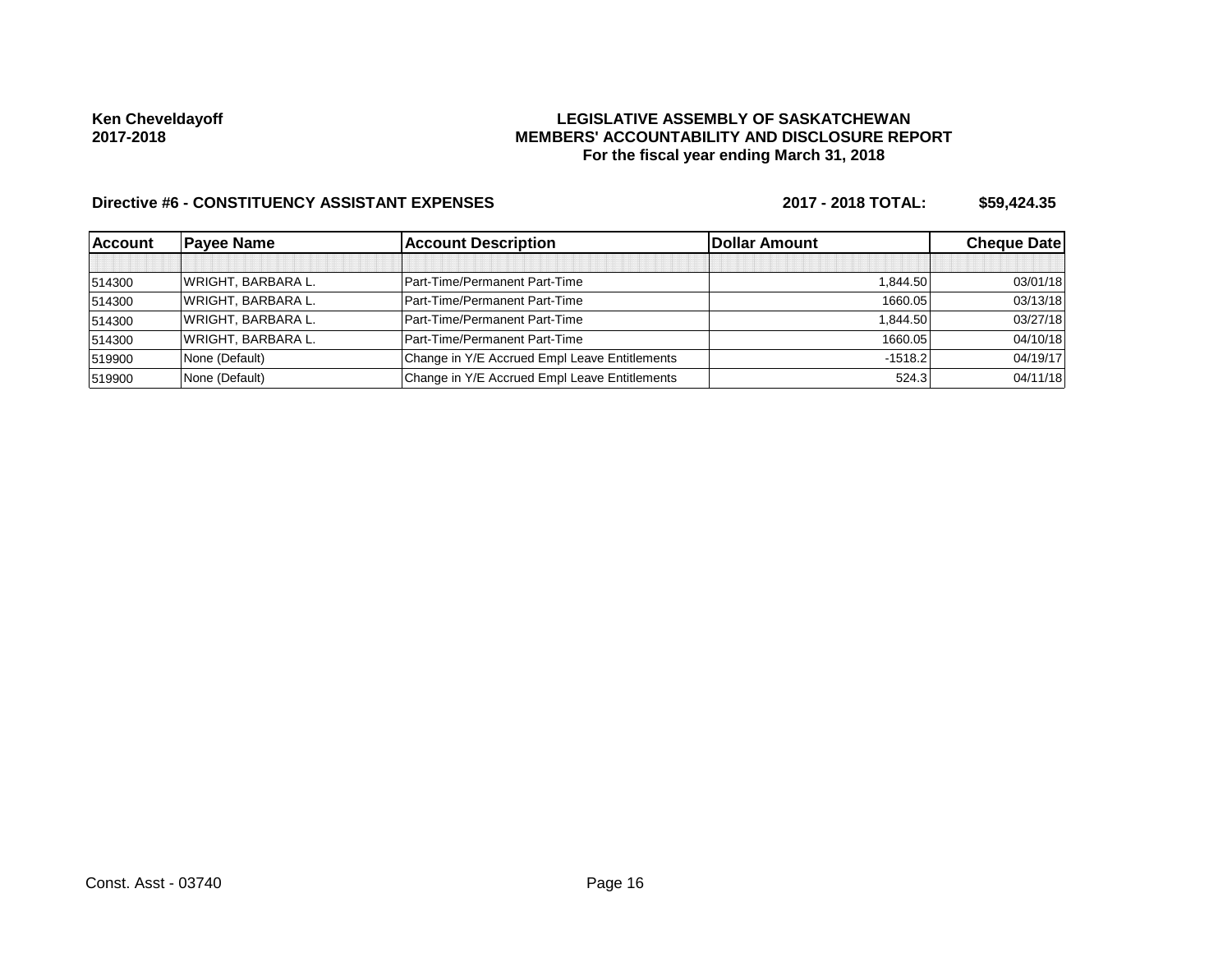**Ken Cheveldayoff**
**2017-2018**

**LEGISLATIVE ASSEMBLY OF SASKATCHEWAN**
**MEMBERS' ACCOUNTABILITY AND DISCLOSURE REPORT**
**For the fiscal year ending March 31, 2018**

**Directive #6 - CONSTITUENCY ASSISTANT EXPENSES** **2017 - 2018 TOTAL: $59,424.35**

| Account | Payee Name | Account Description | Dollar Amount | Cheque Date |
|---|---|---|---|---|
| | | | | |
| 514300 | WRIGHT, BARBARA L. | Part-Time/Permanent Part-Time | 1,844.50 | 03/01/18 |
| 514300 | WRIGHT, BARBARA L. | Part-Time/Permanent Part-Time | 1660.05 | 03/13/18 |
| 514300 | WRIGHT, BARBARA L. | Part-Time/Permanent Part-Time | 1,844.50 | 03/27/18 |
| 514300 | WRIGHT, BARBARA L. | Part-Time/Permanent Part-Time | 1660.05 | 04/10/18 |
| 519900 | None (Default) | Change in Y/E Accrued Empl Leave Entitlements | -1518.2 | 04/19/17 |
| 519900 | None (Default) | Change in Y/E Accrued Empl Leave Entitlements | 524.3 | 04/11/18 |

Const. Asst - 03740